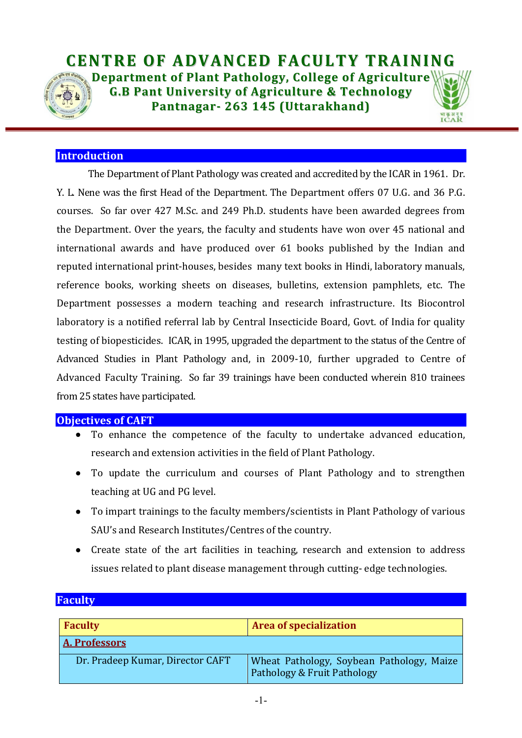# CENTRE OF ADVANCED FACULTY TRAINING

**Department of Plant Pathology, College of Agriculture**
**G.B Pant University of Agriculture & Technology**
**Pantnagar- 263 145 (Uttarakhand)**

## Introduction

The Department of Plant Pathology was created and accredited by the ICAR in 1961. Dr. Y. L. Nene was the first Head of the Department. The Department offers 07 U.G. and 36 P.G. courses. So far over 427 M.Sc. and 249 Ph.D. students have been awarded degrees from the Department. Over the years, the faculty and students have won over 45 national and international awards and have produced over 61 books published by the Indian and reputed international print-houses, besides many text books in Hindi, laboratory manuals, reference books, working sheets on diseases, bulletins, extension pamphlets, etc. The Department possesses a modern teaching and research infrastructure. Its Biocontrol laboratory is a notified referral lab by Central Insecticide Board, Govt. of India for quality testing of biopesticides. ICAR, in 1995, upgraded the department to the status of the Centre of Advanced Studies in Plant Pathology and, in 2009-10, further upgraded to Centre of Advanced Faculty Training. So far 39 trainings have been conducted wherein 810 trainees from 25 states have participated.

## Objectives of CAFT

- To enhance the competence of the faculty to undertake advanced education, research and extension activities in the field of Plant Pathology.
- To update the curriculum and courses of Plant Pathology and to strengthen teaching at UG and PG level.
- To impart trainings to the faculty members/scientists in Plant Pathology of various SAU's and Research Institutes/Centres of the country.
- Create state of the art facilities in teaching, research and extension to address issues related to plant disease management through cutting- edge technologies.

## Faculty

| Faculty | Area of specialization |
|---|---|
| **A. Professors** | |
| Dr. Pradeep Kumar, Director CAFT | Wheat Pathology, Soybean Pathology, Maize Pathology & Fruit Pathology |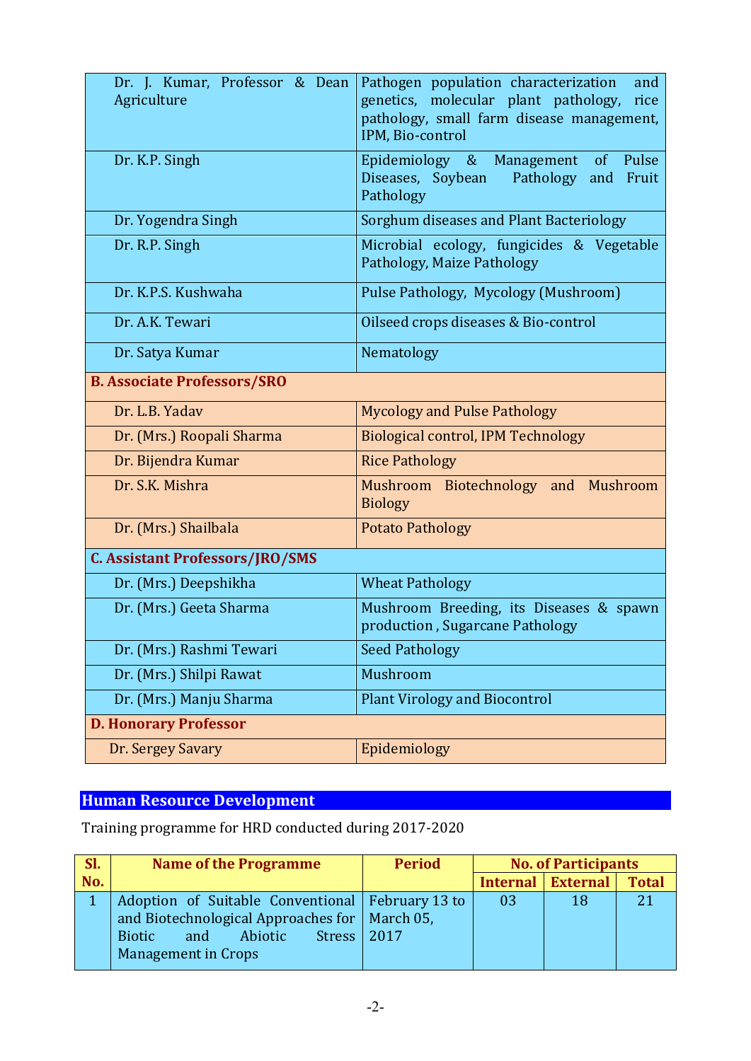| | |
|---|---|
| Dr. J. Kumar, Professor & Dean Agriculture | Pathogen population characterization and genetics, molecular plant pathology, rice pathology, small farm disease management, IPM, Bio-control |
| Dr. K.P. Singh | Epidemiology & Management of Pulse Diseases, Soybean Pathology and Fruit Pathology |
| Dr. Yogendra Singh | Sorghum diseases and Plant Bacteriology |
| Dr. R.P. Singh | Microbial ecology, fungicides & Vegetable Pathology, Maize Pathology |
| Dr. K.P.S. Kushwaha | Pulse Pathology, Mycology (Mushroom) |
| Dr. A.K. Tewari | Oilseed crops diseases & Bio-control |
| Dr. Satya Kumar | Nematology |
| **B. Associate Professors/SRO** | |
| Dr. L.B. Yadav | Mycology and Pulse Pathology |
| Dr. (Mrs.) Roopali Sharma | Biological control, IPM Technology |
| Dr. Bijendra Kumar | Rice Pathology |
| Dr. S.K. Mishra | Mushroom Biotechnology and Mushroom Biology |
| Dr. (Mrs.) Shailbala | Potato Pathology |
| **C. Assistant Professors/JRO/SMS** | |
| Dr. (Mrs.) Deepshikha | Wheat Pathology |
| Dr. (Mrs.) Geeta Sharma | Mushroom Breeding, its Diseases & spawn production , Sugarcane Pathology |
| Dr. (Mrs.) Rashmi Tewari | Seed Pathology |
| Dr. (Mrs.) Shilpi Rawat | Mushroom |
| Dr. (Mrs.) Manju Sharma | Plant Virology and Biocontrol |
| **D. Honorary Professor** | |
| Dr. Sergey Savary | Epidemiology |

## Human Resource Development

Training programme for HRD conducted during 2017-2020

| Sl. No. | Name of the Programme | Period | No. of Participants | | |
|---|---|---|---|---|---|
| | | | Internal | External | Total |
| 1 | Adoption of Suitable Conventional and Biotechnological Approaches for Biotic and Abiotic Stress Management in Crops | February 13 to March 05, 2017 | 03 | 18 | 21 |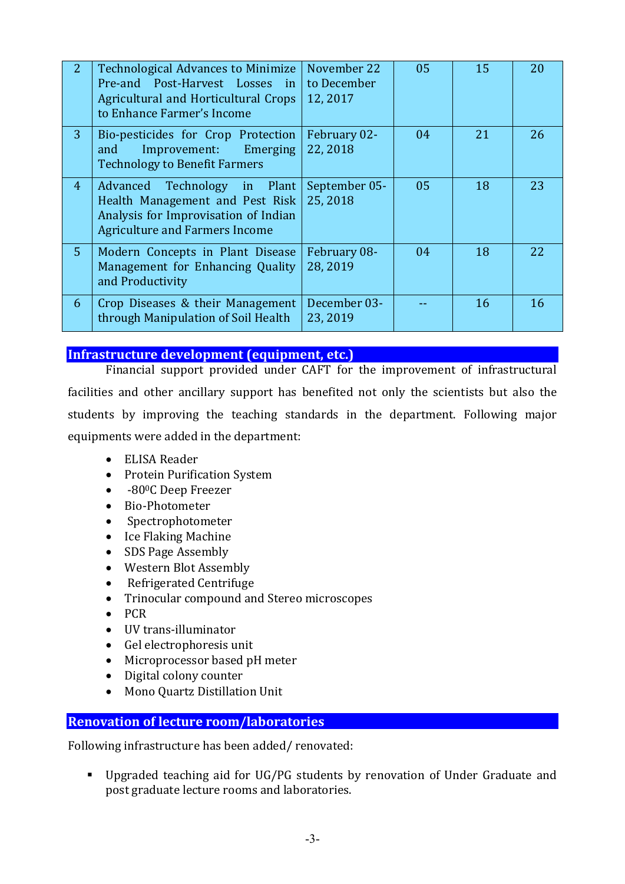| 2 | Technological Advances to Minimize Pre-and Post-Harvest Losses in Agricultural and Horticultural Crops to Enhance Farmer's Income | November 22 to December 12, 2017 | 05 | 15 | 20 |
|---|---|---|---|---|---|
| 3 | Bio-pesticides for Crop Protection and Improvement: Emerging Technology to Benefit Farmers | February 02-22, 2018 | 04 | 21 | 26 |
| 4 | Advanced Technology in Plant Health Management and Pest Risk Analysis for Improvisation of Indian Agriculture and Farmers Income | September 05-25, 2018 | 05 | 18 | 23 |
| 5 | Modern Concepts in Plant Disease Management for Enhancing Quality and Productivity | February 08-28, 2019 | 04 | 18 | 22 |
| 6 | Crop Diseases & their Management through Manipulation of Soil Health | December 03-23, 2019 | -- | 16 | 16 |

## Infrastructure development (equipment, etc.)

Financial support provided under CAFT for the improvement of infrastructural facilities and other ancillary support has benefited not only the scientists but also the students by improving the teaching standards in the department. Following major equipments were added in the department:

- ELISA Reader
- Protein Purification System
- -80$^{0}$C Deep Freezer
- Bio-Photometer
- Spectrophotometer
- Ice Flaking Machine
- SDS Page Assembly
- Western Blot Assembly
- Refrigerated Centrifuge
- Trinocular compound and Stereo microscopes
- PCR
- UV trans-illuminator
- Gel electrophoresis unit
- Microprocessor based pH meter
- Digital colony counter
- Mono Quartz Distillation Unit

## Renovation of lecture room/laboratories

Following infrastructure has been added/ renovated:

- Upgraded teaching aid for UG/PG students by renovation of Under Graduate and post graduate lecture rooms and laboratories.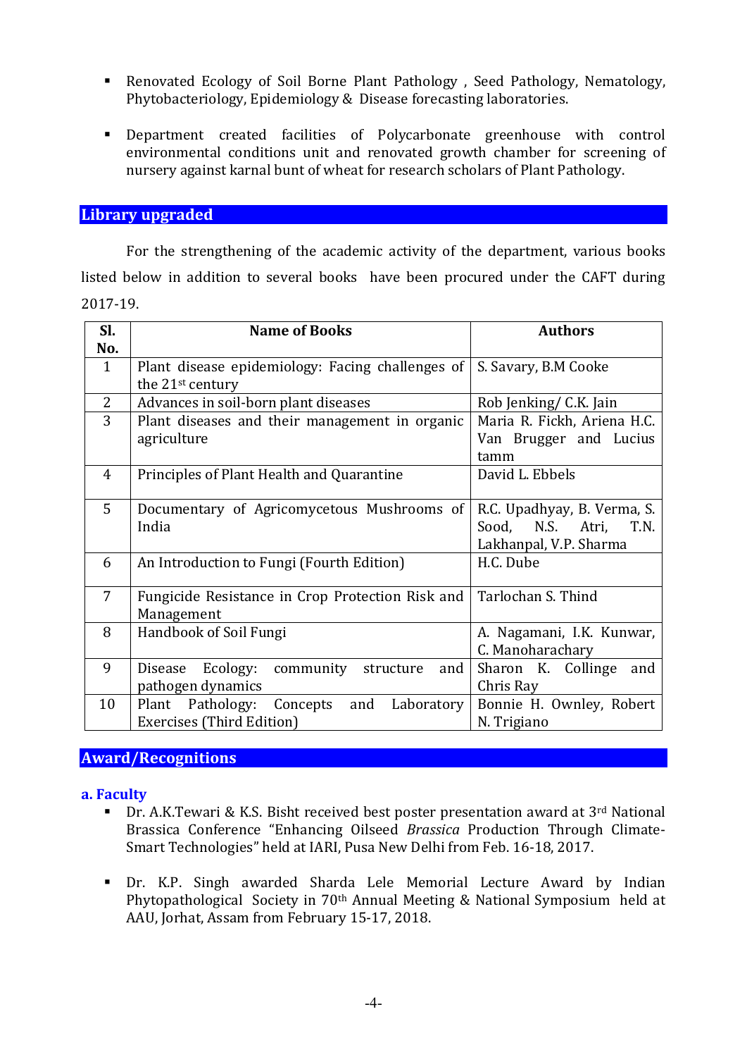- Renovated Ecology of Soil Borne Plant Pathology , Seed Pathology, Nematology, Phytobacteriology, Epidemiology & Disease forecasting laboratories.

- Department created facilities of Polycarbonate greenhouse with control environmental conditions unit and renovated growth chamber for screening of nursery against karnal bunt of wheat for research scholars of Plant Pathology.

## Library upgraded

For the strengthening of the academic activity of the department, various books listed below in addition to several books have been procured under the CAFT during 2017-19.

| Sl. No. | Name of Books | Authors |
|---|---|---|
| 1 | Plant disease epidemiology: Facing challenges of the 21st century | S. Savary, B.M Cooke |
| 2 | Advances in soil-born plant diseases | Rob Jenking/ C.K. Jain |
| 3 | Plant diseases and their management in organic agriculture | Maria R. Fickh, Ariena H.C. Van Brugger and Lucius tamm |
| 4 | Principles of Plant Health and Quarantine | David L. Ebbels |
| 5 | Documentary of Agricomycetous Mushrooms of India | R.C. Upadhyay, B. Verma, S. Sood, N.S. Atri, T.N. Lakhanpal, V.P. Sharma |
| 6 | An Introduction to Fungi (Fourth Edition) | H.C. Dube |
| 7 | Fungicide Resistance in Crop Protection Risk and Management | Tarlochan S. Thind |
| 8 | Handbook of Soil Fungi | A. Nagamani, I.K. Kunwar, C. Manoharachary |
| 9 | Disease Ecology: community structure and pathogen dynamics | Sharon K. Collinge and Chris Ray |
| 10 | Plant Pathology: Concepts and Laboratory Exercises (Third Edition) | Bonnie H. Ownley, Robert N. Trigiano |

## Award/Recognitions

### a. Faculty

- Dr. A.K.Tewari & K.S. Bisht received best poster presentation award at 3rd National Brassica Conference "Enhancing Oilseed *Brassica* Production Through Climate-Smart Technologies" held at IARI, Pusa New Delhi from Feb. 16-18, 2017.

- Dr. K.P. Singh awarded Sharda Lele Memorial Lecture Award by Indian Phytopathological Society in 70th Annual Meeting & National Symposium held at AAU, Jorhat, Assam from February 15-17, 2018.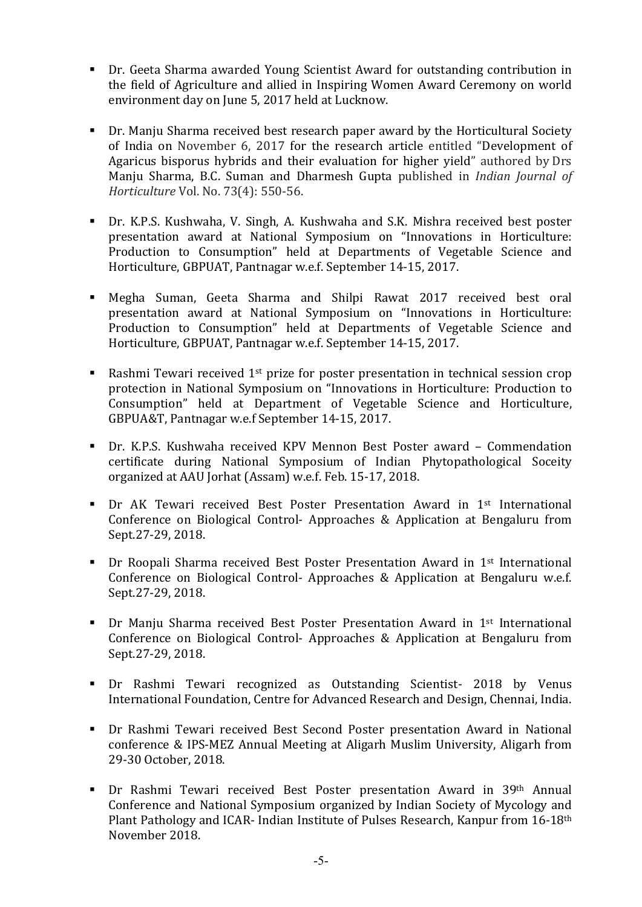- Dr. Geeta Sharma awarded Young Scientist Award for outstanding contribution in the field of Agriculture and allied in Inspiring Women Award Ceremony on world environment day on June 5, 2017 held at Lucknow.

- Dr. Manju Sharma received best research paper award by the Horticultural Society of India on November 6, 2017 for the research article entitled "Development of Agaricus bisporus hybrids and their evaluation for higher yield" authored by Drs Manju Sharma, B.C. Suman and Dharmesh Gupta published in *Indian Journal of Horticulture* Vol. No. 73(4): 550-56.

- Dr. K.P.S. Kushwaha, V. Singh, A. Kushwaha and S.K. Mishra received best poster presentation award at National Symposium on "Innovations in Horticulture: Production to Consumption" held at Departments of Vegetable Science and Horticulture, GBPUAT, Pantnagar w.e.f. September 14-15, 2017.

- Megha Suman, Geeta Sharma and Shilpi Rawat 2017 received best oral presentation award at National Symposium on "Innovations in Horticulture: Production to Consumption" held at Departments of Vegetable Science and Horticulture, GBPUAT, Pantnagar w.e.f. September 14-15, 2017.

- Rashmi Tewari received 1st prize for poster presentation in technical session crop protection in National Symposium on "Innovations in Horticulture: Production to Consumption" held at Department of Vegetable Science and Horticulture, GBPUA&T, Pantnagar w.e.f September 14-15, 2017.

- Dr. K.P.S. Kushwaha received KPV Mennon Best Poster award – Commendation certificate during National Symposium of Indian Phytopathological Soceity organized at AAU Jorhat (Assam) w.e.f. Feb. 15-17, 2018.

- Dr AK Tewari received Best Poster Presentation Award in 1st International Conference on Biological Control- Approaches & Application at Bengaluru from Sept.27-29, 2018.

- Dr Roopali Sharma received Best Poster Presentation Award in 1st International Conference on Biological Control- Approaches & Application at Bengaluru w.e.f. Sept.27-29, 2018.

- Dr Manju Sharma received Best Poster Presentation Award in 1st International Conference on Biological Control- Approaches & Application at Bengaluru from Sept.27-29, 2018.

- Dr Rashmi Tewari recognized as Outstanding Scientist- 2018 by Venus International Foundation, Centre for Advanced Research and Design, Chennai, India.

- Dr Rashmi Tewari received Best Second Poster presentation Award in National conference & IPS-MEZ Annual Meeting at Aligarh Muslim University, Aligarh from 29-30 October, 2018.

- Dr Rashmi Tewari received Best Poster presentation Award in 39th Annual Conference and National Symposium organized by Indian Society of Mycology and Plant Pathology and ICAR- Indian Institute of Pulses Research, Kanpur from 16-18th November 2018.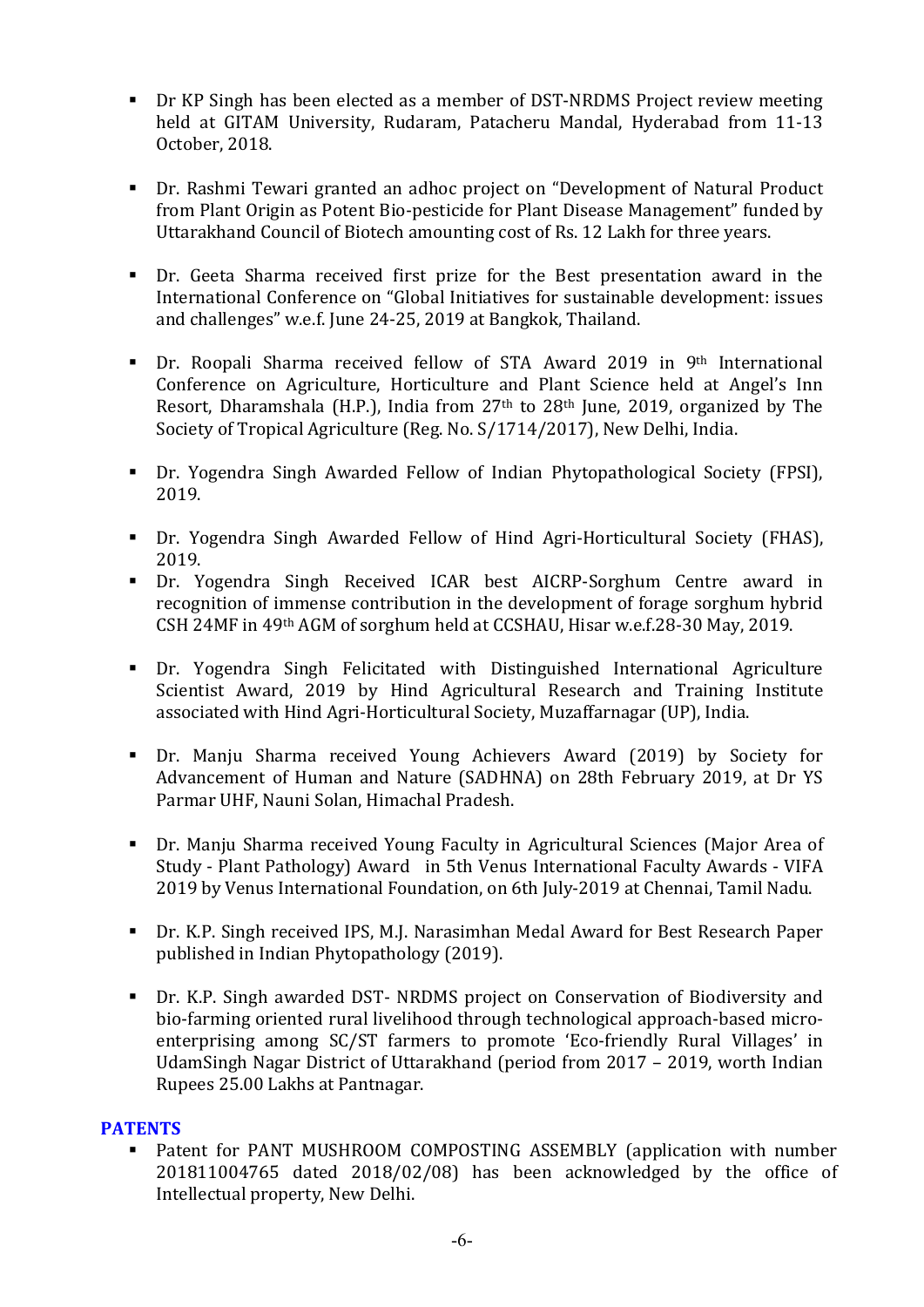- Dr KP Singh has been elected as a member of DST-NRDMS Project review meeting held at GITAM University, Rudaram, Patacheru Mandal, Hyderabad from 11-13 October, 2018.

- Dr. Rashmi Tewari granted an adhoc project on "Development of Natural Product from Plant Origin as Potent Bio-pesticide for Plant Disease Management" funded by Uttarakhand Council of Biotech amounting cost of Rs. 12 Lakh for three years.

- Dr. Geeta Sharma received first prize for the Best presentation award in the International Conference on "Global Initiatives for sustainable development: issues and challenges" w.e.f. June 24-25, 2019 at Bangkok, Thailand.

- Dr. Roopali Sharma received fellow of STA Award 2019 in 9th International Conference on Agriculture, Horticulture and Plant Science held at Angel's Inn Resort, Dharamshala (H.P.), India from 27th to 28th June, 2019, organized by The Society of Tropical Agriculture (Reg. No. S/1714/2017), New Delhi, India.

- Dr. Yogendra Singh Awarded Fellow of Indian Phytopathological Society (FPSI), 2019.

- Dr. Yogendra Singh Awarded Fellow of Hind Agri-Horticultural Society (FHAS), 2019.
- Dr. Yogendra Singh Received ICAR best AICRP-Sorghum Centre award in recognition of immense contribution in the development of forage sorghum hybrid CSH 24MF in 49th AGM of sorghum held at CCSHAU, Hisar w.e.f.28-30 May, 2019.

- Dr. Yogendra Singh Felicitated with Distinguished International Agriculture Scientist Award, 2019 by Hind Agricultural Research and Training Institute associated with Hind Agri-Horticultural Society, Muzaffarnagar (UP), India.

- Dr. Manju Sharma received Young Achievers Award (2019) by Society for Advancement of Human and Nature (SADHNA) on 28th February 2019, at Dr YS Parmar UHF, Nauni Solan, Himachal Pradesh.

- Dr. Manju Sharma received Young Faculty in Agricultural Sciences (Major Area of Study - Plant Pathology) Award in 5th Venus International Faculty Awards - VIFA 2019 by Venus International Foundation, on 6th July-2019 at Chennai, Tamil Nadu.

- Dr. K.P. Singh received IPS, M.J. Narasimhan Medal Award for Best Research Paper published in Indian Phytopathology (2019).

- Dr. K.P. Singh awarded DST- NRDMS project on Conservation of Biodiversity and bio-farming oriented rural livelihood through technological approach-based micro-enterprising among SC/ST farmers to promote 'Eco-friendly Rural Villages' in UdamSingh Nagar District of Uttarakhand (period from 2017 – 2019, worth Indian Rupees 25.00 Lakhs at Pantnagar.

## PATENTS

- Patent for PANT MUSHROOM COMPOSTING ASSEMBLY (application with number 201811004765 dated 2018/02/08) has been acknowledged by the office of Intellectual property, New Delhi.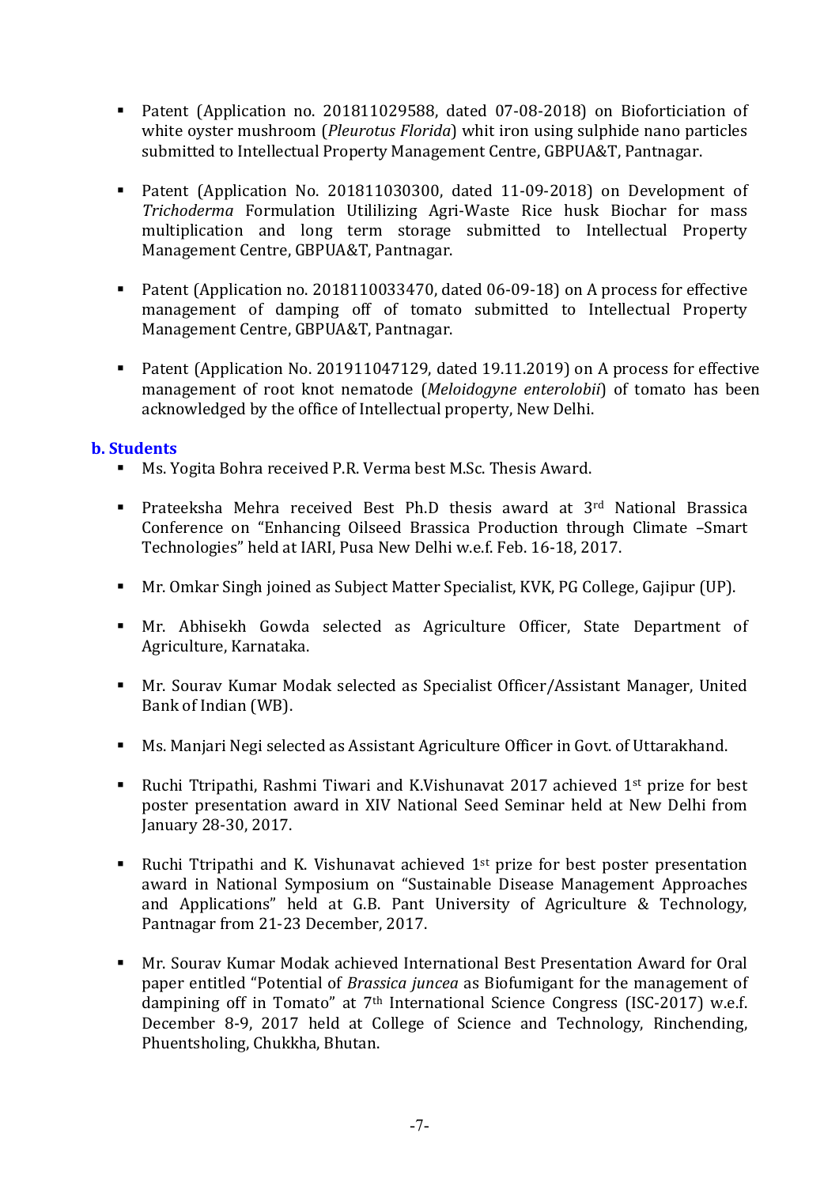- Patent (Application no. 201811029588, dated 07-08-2018) on Bioforticiation of white oyster mushroom (*Pleurotus Florida*) whit iron using sulphide nano particles submitted to Intellectual Property Management Centre, GBPUA&T, Pantnagar.

- Patent (Application No. 201811030300, dated 11-09-2018) on Development of *Trichoderma* Formulation Utililizing Agri-Waste Rice husk Biochar for mass multiplication and long term storage submitted to Intellectual Property Management Centre, GBPUA&T, Pantnagar.

- Patent (Application no. 2018110033470, dated 06-09-18) on A process for effective management of damping off of tomato submitted to Intellectual Property Management Centre, GBPUA&T, Pantnagar.

- Patent (Application No. 201911047129, dated 19.11.2019) on A process for effective management of root knot nematode (*Meloidogyne enterolobii*) of tomato has been acknowledged by the office of Intellectual property, New Delhi.

### b. Students

- Ms. Yogita Bohra received P.R. Verma best M.Sc. Thesis Award.

- Prateeksha Mehra received Best Ph.D thesis award at 3rd National Brassica Conference on "Enhancing Oilseed Brassica Production through Climate –Smart Technologies" held at IARI, Pusa New Delhi w.e.f. Feb. 16-18, 2017.

- Mr. Omkar Singh joined as Subject Matter Specialist, KVK, PG College, Gajipur (UP).

- Mr. Abhisekh Gowda selected as Agriculture Officer, State Department of Agriculture, Karnataka.

- Mr. Sourav Kumar Modak selected as Specialist Officer/Assistant Manager, United Bank of Indian (WB).

- Ms. Manjari Negi selected as Assistant Agriculture Officer in Govt. of Uttarakhand.

- Ruchi Ttripathi, Rashmi Tiwari and K.Vishunavat 2017 achieved 1st prize for best poster presentation award in XIV National Seed Seminar held at New Delhi from January 28-30, 2017.

- Ruchi Ttripathi and K. Vishunavat achieved 1st prize for best poster presentation award in National Symposium on "Sustainable Disease Management Approaches and Applications" held at G.B. Pant University of Agriculture & Technology, Pantnagar from 21-23 December, 2017.

- Mr. Sourav Kumar Modak achieved International Best Presentation Award for Oral paper entitled "Potential of *Brassica juncea* as Biofumigant for the management of dampining off in Tomato" at 7th International Science Congress (ISC-2017) w.e.f. December 8-9, 2017 held at College of Science and Technology, Rinchending, Phuentsholing, Chukkha, Bhutan.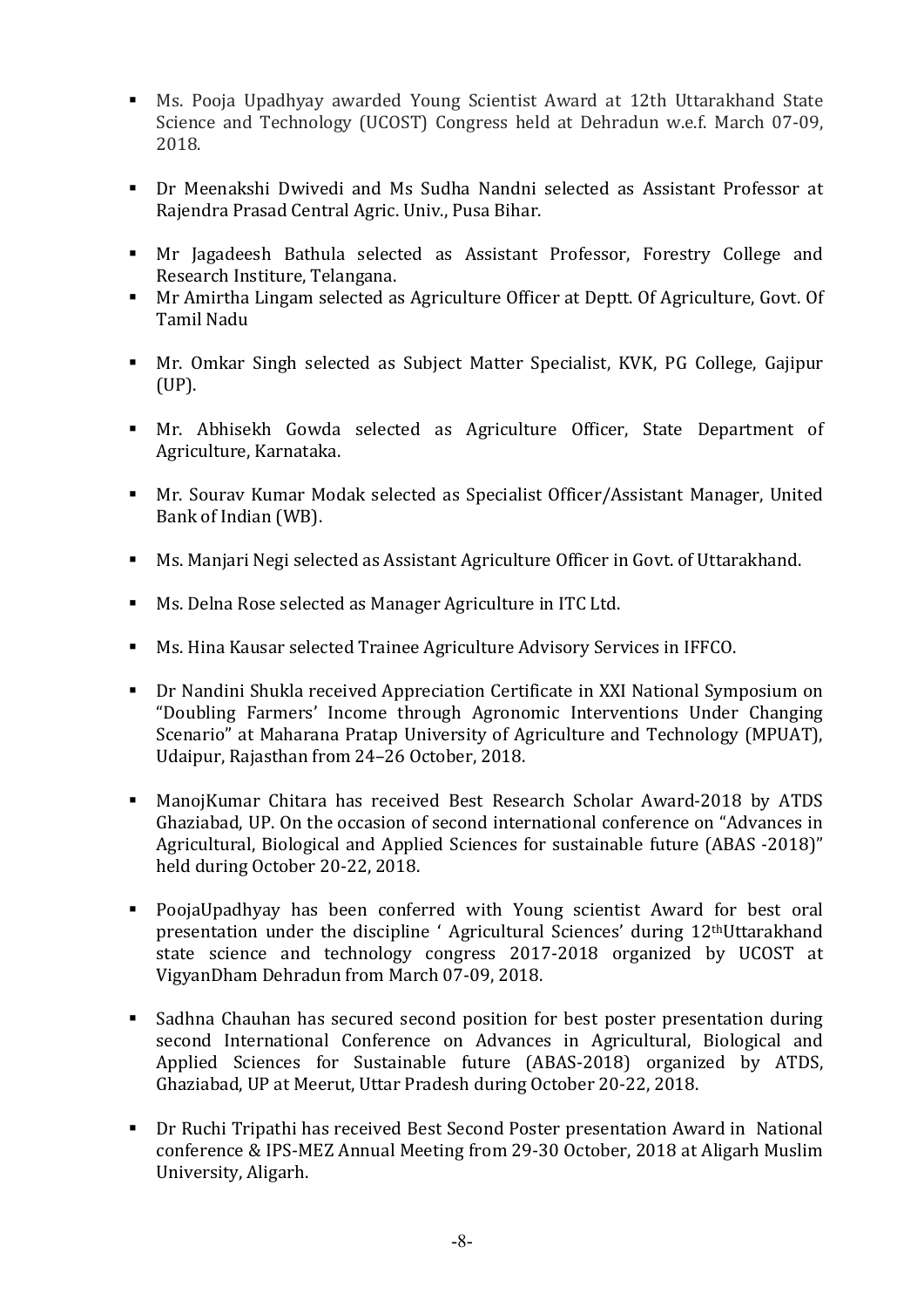- Ms. Pooja Upadhyay awarded Young Scientist Award at 12th Uttarakhand State Science and Technology (UCOST) Congress held at Dehradun w.e.f. March 07-09, 2018.

- Dr Meenakshi Dwivedi and Ms Sudha Nandni selected as Assistant Professor at Rajendra Prasad Central Agric. Univ., Pusa Bihar.

- Mr Jagadeesh Bathula selected as Assistant Professor, Forestry College and Research Institure, Telangana.
- Mr Amirtha Lingam selected as Agriculture Officer at Deptt. Of Agriculture, Govt. Of Tamil Nadu

- Mr. Omkar Singh selected as Subject Matter Specialist, KVK, PG College, Gajipur (UP).

- Mr. Abhisekh Gowda selected as Agriculture Officer, State Department of Agriculture, Karnataka.

- Mr. Sourav Kumar Modak selected as Specialist Officer/Assistant Manager, United Bank of Indian (WB).

- Ms. Manjari Negi selected as Assistant Agriculture Officer in Govt. of Uttarakhand.

- Ms. Delna Rose selected as Manager Agriculture in ITC Ltd.

- Ms. Hina Kausar selected Trainee Agriculture Advisory Services in IFFCO.

- Dr Nandini Shukla received Appreciation Certificate in XXI National Symposium on "Doubling Farmers' Income through Agronomic Interventions Under Changing Scenario" at Maharana Pratap University of Agriculture and Technology (MPUAT), Udaipur, Rajasthan from 24–26 October, 2018.

- ManojKumar Chitara has received Best Research Scholar Award-2018 by ATDS Ghaziabad, UP. On the occasion of second international conference on "Advances in Agricultural, Biological and Applied Sciences for sustainable future (ABAS -2018)" held during October 20-22, 2018.

- PoojaUpadhyay has been conferred with Young scientist Award for best oral presentation under the discipline ' Agricultural Sciences' during 12thUttarakhand state science and technology congress 2017-2018 organized by UCOST at VigyanDham Dehradun from March 07-09, 2018.

- Sadhna Chauhan has secured second position for best poster presentation during second International Conference on Advances in Agricultural, Biological and Applied Sciences for Sustainable future (ABAS-2018) organized by ATDS, Ghaziabad, UP at Meerut, Uttar Pradesh during October 20-22, 2018.

- Dr Ruchi Tripathi has received Best Second Poster presentation Award in National conference & IPS-MEZ Annual Meeting from 29-30 October, 2018 at Aligarh Muslim University, Aligarh.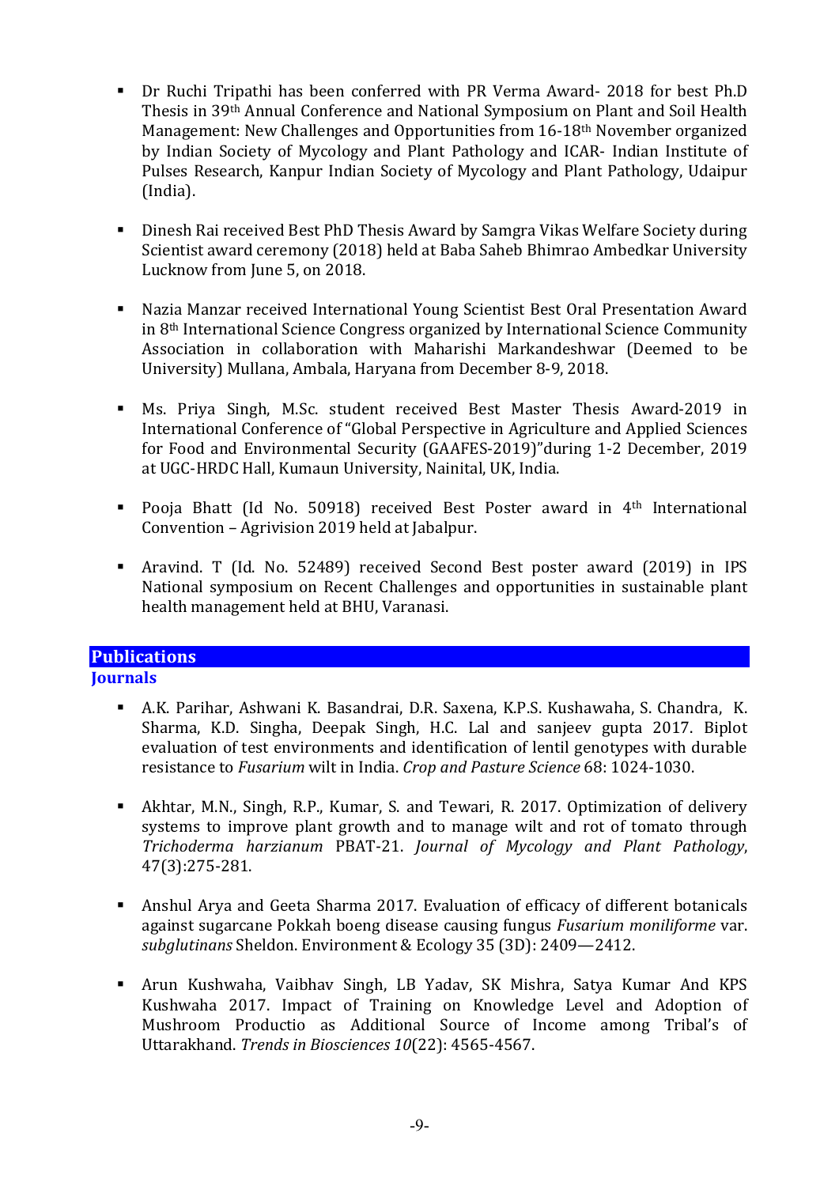- Dr Ruchi Tripathi has been conferred with PR Verma Award- 2018 for best Ph.D Thesis in 39th Annual Conference and National Symposium on Plant and Soil Health Management: New Challenges and Opportunities from 16-18th November organized by Indian Society of Mycology and Plant Pathology and ICAR- Indian Institute of Pulses Research, Kanpur Indian Society of Mycology and Plant Pathology, Udaipur (India).

- Dinesh Rai received Best PhD Thesis Award by Samgra Vikas Welfare Society during Scientist award ceremony (2018) held at Baba Saheb Bhimrao Ambedkar University Lucknow from June 5, on 2018.

- Nazia Manzar received International Young Scientist Best Oral Presentation Award in 8th International Science Congress organized by International Science Community Association in collaboration with Maharishi Markandeshwar (Deemed to be University) Mullana, Ambala, Haryana from December 8-9, 2018.

- Ms. Priya Singh, M.Sc. student received Best Master Thesis Award-2019 in International Conference of "Global Perspective in Agriculture and Applied Sciences for Food and Environmental Security (GAAFES-2019)"during 1-2 December, 2019 at UGC-HRDC Hall, Kumaun University, Nainital, UK, India.

- Pooja Bhatt (Id No. 50918) received Best Poster award in 4th International Convention – Agrivision 2019 held at Jabalpur.

- Aravind. T (Id. No. 52489) received Second Best poster award (2019) in IPS National symposium on Recent Challenges and opportunities in sustainable plant health management held at BHU, Varanasi.

## Publications

### Journals

- A.K. Parihar, Ashwani K. Basandrai, D.R. Saxena, K.P.S. Kushawaha, S. Chandra, K. Sharma, K.D. Singha, Deepak Singh, H.C. Lal and sanjeev gupta 2017. Biplot evaluation of test environments and identification of lentil genotypes with durable resistance to *Fusarium* wilt in India. *Crop and Pasture Science* 68: 1024-1030.

- Akhtar, M.N., Singh, R.P., Kumar, S. and Tewari, R. 2017. Optimization of delivery systems to improve plant growth and to manage wilt and rot of tomato through *Trichoderma harzianum* PBAT-21. *Journal of Mycology and Plant Pathology*, 47(3):275-281.

- Anshul Arya and Geeta Sharma 2017. Evaluation of efficacy of different botanicals against sugarcane Pokkah boeng disease causing fungus *Fusarium moniliforme* var. *subglutinans* Sheldon. Environment & Ecology 35 (3D): 2409—2412.

- Arun Kushwaha, Vaibhav Singh, LB Yadav, SK Mishra, Satya Kumar And KPS Kushwaha 2017. Impact of Training on Knowledge Level and Adoption of Mushroom Productio as Additional Source of Income among Tribal's of Uttarakhand. *Trends in Biosciences 10*(22): 4565-4567.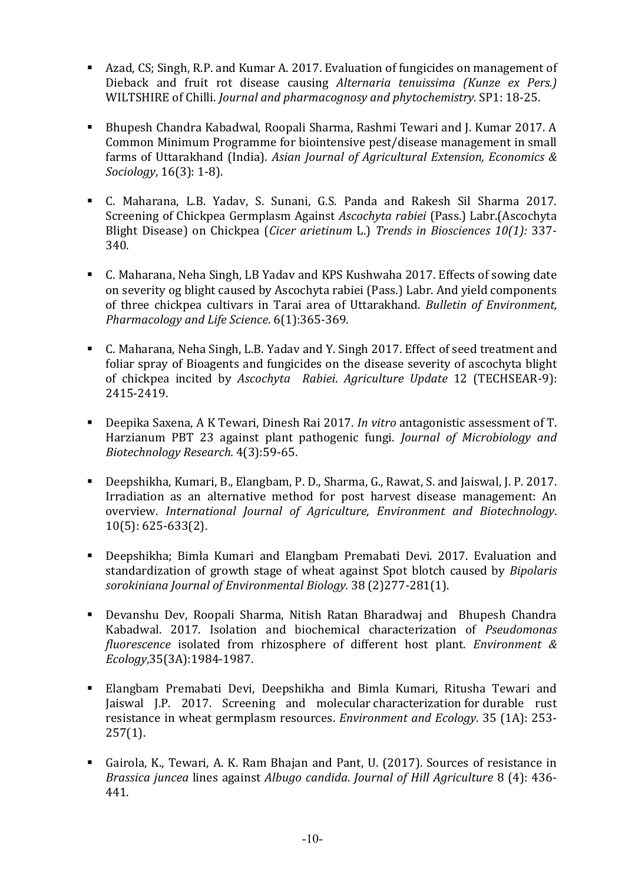- Azad, CS; Singh, R.P. and Kumar A. 2017. Evaluation of fungicides on management of Dieback and fruit rot disease causing *Alternaria tenuissima (Kunze ex Pers.)* WILTSHIRE of Chilli. *Journal and pharmacognosy and phytochemistry.* SP1: 18-25.

- Bhupesh Chandra Kabadwal, Roopali Sharma, Rashmi Tewari and J. Kumar 2017. A Common Minimum Programme for biointensive pest/disease management in small farms of Uttarakhand (India). *Asian Journal of Agricultural Extension, Economics & Sociology*, 16(3): 1-8).

- C. Maharana, L.B. Yadav, S. Sunani, G.S. Panda and Rakesh Sil Sharma 2017. Screening of Chickpea Germplasm Against *Ascochyta rabiei* (Pass.) Labr.(Ascochyta Blight Disease) on Chickpea (*Cicer arietinum* L.) *Trends in Biosciences 10(1):* 337-340.

- C. Maharana, Neha Singh, LB Yadav and KPS Kushwaha 2017. Effects of sowing date on severity og blight caused by Ascochyta rabiei (Pass.) Labr. And yield components of three chickpea cultivars in Tarai area of Uttarakhand. *Bulletin of Environment, Pharmacology and Life Science*. 6(1):365-369.

- C. Maharana, Neha Singh, L.B. Yadav and Y. Singh 2017. Effect of seed treatment and foliar spray of Bioagents and fungicides on the disease severity of ascochyta blight of chickpea incited by *Ascochyta Rabiei*. *Agriculture Update* 12 (TECHSEAR-9): 2415-2419.

- Deepika Saxena, A K Tewari, Dinesh Rai 2017. *In vitro* antagonistic assessment of T. Harzianum PBT 23 against plant pathogenic fungi. *Journal of Microbiology and Biotechnology Research.* 4(3):59-65.

- Deepshikha, Kumari, B., Elangbam, P. D., Sharma, G., Rawat, S. and Jaiswal, J. P. 2017. Irradiation as an alternative method for post harvest disease management: An overview. *International Journal of Agriculture, Environment and Biotechnology*. 10(5): 625-633(2).

- Deepshikha; Bimla Kumari and Elangbam Premabati Devi. 2017. Evaluation and standardization of growth stage of wheat against Spot blotch caused by *Bipolaris sorokiniana Journal of Environmental Biology.* 38 (2)277-281(1).

- Devanshu Dev, Roopali Sharma, Nitish Ratan Bharadwaj and Bhupesh Chandra Kabadwal. 2017. Isolation and biochemical characterization of *Pseudomonas fluorescence* isolated from rhizosphere of different host plant. *Environment & Ecology*,35(3A):1984-1987.

- Elangbam Premabati Devi, Deepshikha and Bimla Kumari, Ritusha Tewari and Jaiswal J.P. 2017. Screening and molecular characterization for durable rust resistance in wheat germplasm resources. *Environment and Ecology*. 35 (1A): 253-257(1).

- Gairola, K., Tewari, A. K. Ram Bhajan and Pant, U. (2017). Sources of resistance in *Brassica juncea* lines against *Albugo candida*. *Journal of Hill Agriculture* 8 (4): 436-441.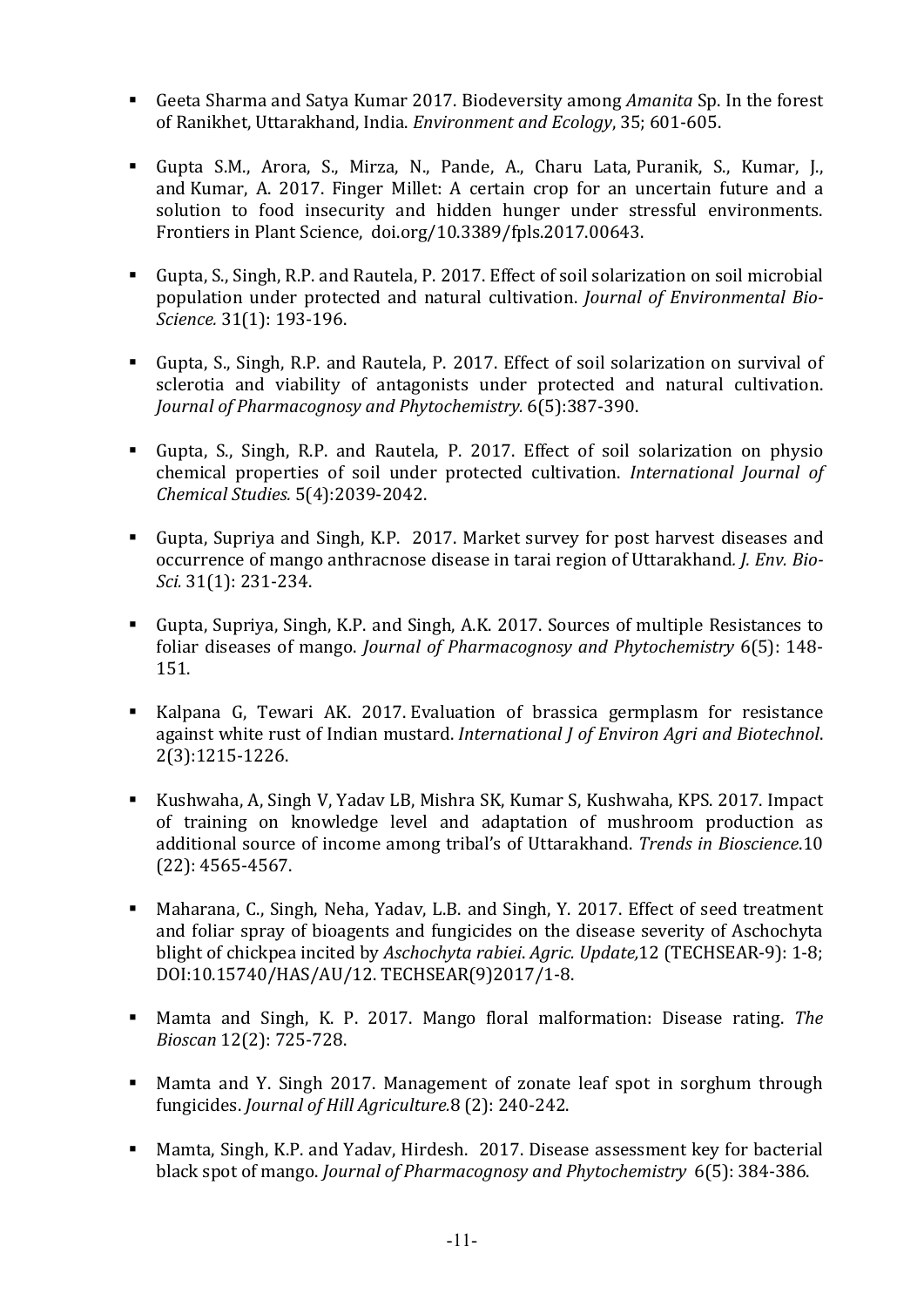- Geeta Sharma and Satya Kumar 2017. Biodeversity among *Amanita* Sp. In the forest of Ranikhet, Uttarakhand, India. *Environment and Ecology*, 35; 601-605.

- Gupta S.M., Arora, S., Mirza, N., Pande, A., Charu Lata, Puranik, S., Kumar, J., and Kumar, A. 2017. Finger Millet: A certain crop for an uncertain future and a solution to food insecurity and hidden hunger under stressful environments. Frontiers in Plant Science, doi.org/10.3389/fpls.2017.00643.

- Gupta, S., Singh, R.P. and Rautela, P. 2017. Effect of soil solarization on soil microbial population under protected and natural cultivation. *Journal of Environmental Bio-Science.* 31(1): 193-196.

- Gupta, S., Singh, R.P. and Rautela, P. 2017. Effect of soil solarization on survival of sclerotia and viability of antagonists under protected and natural cultivation. *Journal of Pharmacognosy and Phytochemistry.* 6(5):387-390.

- Gupta, S., Singh, R.P. and Rautela, P. 2017. Effect of soil solarization on physio chemical properties of soil under protected cultivation. *International Journal of Chemical Studies.* 5(4):2039-2042.

- Gupta, Supriya and Singh, K.P. 2017. Market survey for post harvest diseases and occurrence of mango anthracnose disease in tarai region of Uttarakhand. *J. Env. Bio-Sci.* 31(1): 231-234.

- Gupta, Supriya, Singh, K.P. and Singh, A.K. 2017. Sources of multiple Resistances to foliar diseases of mango. *Journal of Pharmacognosy and Phytochemistry* 6(5): 148-151.

- Kalpana G, Tewari AK. 2017. Evaluation of brassica germplasm for resistance against white rust of Indian mustard. *International J of Environ Agri and Biotechnol*. 2(3):1215-1226.

- Kushwaha, A, Singh V, Yadav LB, Mishra SK, Kumar S, Kushwaha, KPS. 2017. Impact of training on knowledge level and adaptation of mushroom production as additional source of income among tribal's of Uttarakhand. *Trends in Bioscience*.10 (22): 4565-4567.

- Maharana, C., Singh, Neha, Yadav, L.B. and Singh, Y. 2017. Effect of seed treatment and foliar spray of bioagents and fungicides on the disease severity of Aschochyta blight of chickpea incited by *Aschochyta rabiei*. *Agric. Update,*12 (TECHSEAR-9): 1-8; DOI:10.15740/HAS/AU/12. TECHSEAR(9)2017/1-8.

- Mamta and Singh, K. P. 2017. Mango floral malformation: Disease rating. *The Bioscan* 12(2): 725-728.

- Mamta and Y. Singh 2017. Management of zonate leaf spot in sorghum through fungicides. *Journal of Hill Agriculture.*8 (2): 240-242.

- Mamta, Singh, K.P. and Yadav, Hirdesh. 2017. Disease assessment key for bacterial black spot of mango. *Journal of Pharmacognosy and Phytochemistry* 6(5): 384-386.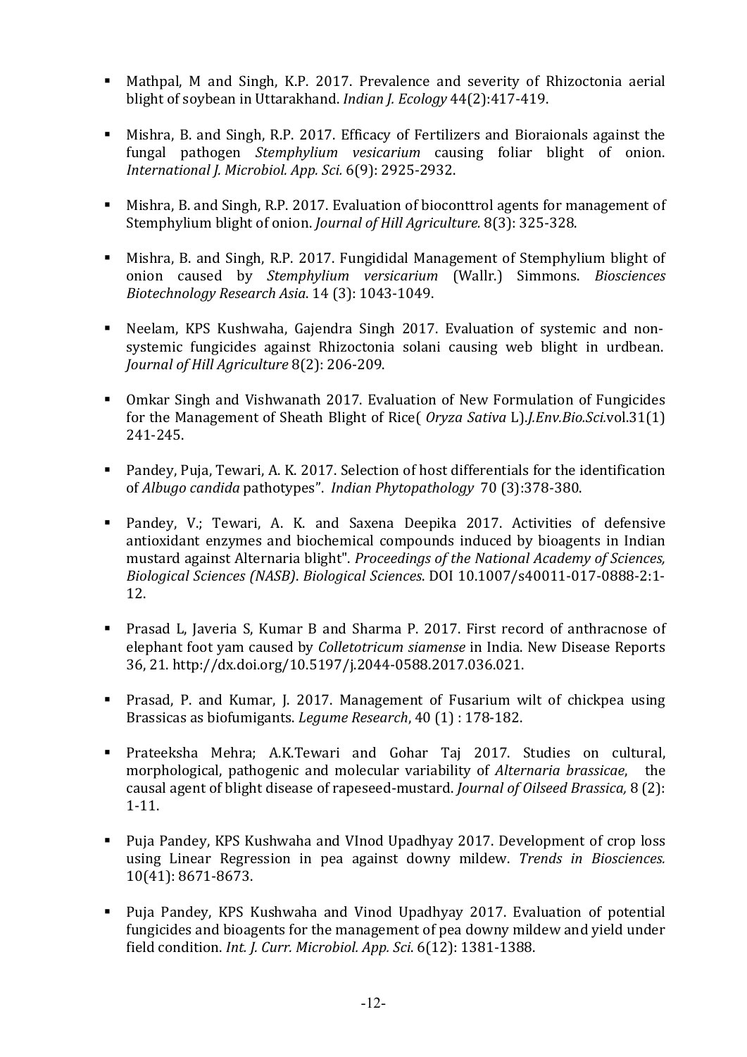- Mathpal, M and Singh, K.P. 2017. Prevalence and severity of Rhizoctonia aerial blight of soybean in Uttarakhand. *Indian J. Ecology* 44(2):417-419.

- Mishra, B. and Singh, R.P. 2017. Efficacy of Fertilizers and Bioraionals against the fungal pathogen *Stemphylium vesicarium* causing foliar blight of onion. *International J. Microbiol. App. Sci.* 6(9): 2925-2932.

- Mishra, B. and Singh, R.P. 2017. Evaluation of bioconttrol agents for management of Stemphylium blight of onion. *Journal of Hill Agriculture.* 8(3): 325-328.

- Mishra, B. and Singh, R.P. 2017. Fungididal Management of Stemphylium blight of onion caused by *Stemphylium versicarium* (Wallr.) Simmons. *Biosciences Biotechnology Research Asia*. 14 (3): 1043-1049.

- Neelam, KPS Kushwaha, Gajendra Singh 2017. Evaluation of systemic and non-systemic fungicides against Rhizoctonia solani causing web blight in urdbean. *Journal of Hill Agriculture* 8(2): 206-209.

- Omkar Singh and Vishwanath 2017. Evaluation of New Formulation of Fungicides for the Management of Sheath Blight of Rice( *Oryza Sativa* L).*J.Env.Bio.Sci.*vol.31(1) 241-245.

- Pandey, Puja, Tewari, A. K. 2017. Selection of host differentials for the identification of *Albugo candida* pathotypes". *Indian Phytopathology* 70 (3):378-380.

- Pandey, V.; Tewari, A. K. and Saxena Deepika 2017. Activities of defensive antioxidant enzymes and biochemical compounds induced by bioagents in Indian mustard against Alternaria blight". *Proceedings of the National Academy of Sciences, Biological Sciences (NASB)*. *Biological Sciences*. DOI 10.1007/s40011-017-0888-2:1-12.

- Prasad L, Javeria S, Kumar B and Sharma P. 2017. First record of anthracnose of elephant foot yam caused by *Colletotricum siamense* in India. New Disease Reports 36, 21. http://dx.doi.org/10.5197/j.2044-0588.2017.036.021.

- Prasad, P. and Kumar, J. 2017. Management of Fusarium wilt of chickpea using Brassicas as biofumigants. *Legume Research*, 40 (1) : 178-182.

- Prateeksha Mehra; A.K.Tewari and Gohar Taj 2017. Studies on cultural, morphological, pathogenic and molecular variability of *Alternaria brassicae*, the causal agent of blight disease of rapeseed-mustard. *Journal of Oilseed Brassica,* 8 (2): 1-11.

- Puja Pandey, KPS Kushwaha and VInod Upadhyay 2017. Development of crop loss using Linear Regression in pea against downy mildew. *Trends in Biosciences.* 10(41): 8671-8673.

- Puja Pandey, KPS Kushwaha and Vinod Upadhyay 2017. Evaluation of potential fungicides and bioagents for the management of pea downy mildew and yield under field condition. *Int. J. Curr. Microbiol. App. Sci*. 6(12): 1381-1388.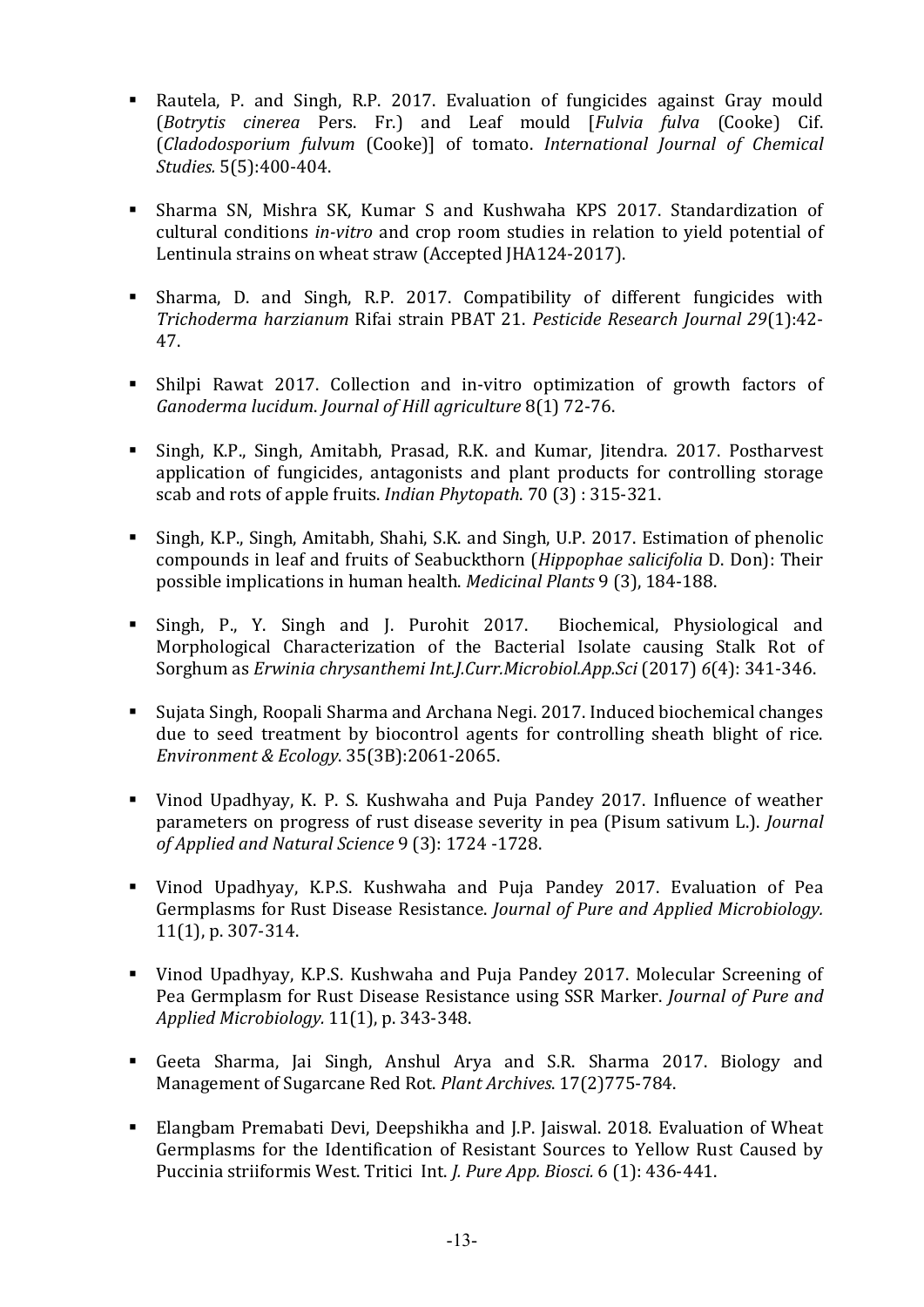- Rautela, P. and Singh, R.P. 2017. Evaluation of fungicides against Gray mould (*Botrytis cinerea* Pers. Fr.) and Leaf mould [*Fulvia fulva* (Cooke) Cif. [*Cladodosporium fulvum* (Cooke)] of tomato. *International Journal of Chemical Studies.* 5(5):400-404.

- Sharma SN, Mishra SK, Kumar S and Kushwaha KPS 2017. Standardization of cultural conditions *in-vitro* and crop room studies in relation to yield potential of Lentinula strains on wheat straw (Accepted JHA124-2017).

- Sharma, D. and Singh, R.P. 2017. Compatibility of different fungicides with *Trichoderma harzianum* Rifai strain PBAT 21. *Pesticide Research Journal 29*(1):42-47.

- Shilpi Rawat 2017. Collection and in-vitro optimization of growth factors of *Ganoderma lucidum*. *Journal of Hill agriculture* 8(1) 72-76.

- Singh, K.P., Singh, Amitabh, Prasad, R.K. and Kumar, Jitendra. 2017. Postharvest application of fungicides, antagonists and plant products for controlling storage scab and rots of apple fruits. *Indian Phytopath*. 70 (3) : 315-321.

- Singh, K.P., Singh, Amitabh, Shahi, S.K. and Singh, U.P. 2017. Estimation of phenolic compounds in leaf and fruits of Seabuckthorn (*Hippophae salicifolia* D. Don): Their possible implications in human health. *Medicinal Plants* 9 (3), 184-188.

- Singh, P., Y. Singh and J. Purohit 2017. Biochemical, Physiological and Morphological Characterization of the Bacterial Isolate causing Stalk Rot of Sorghum as *Erwinia chrysanthemi Int.J.Curr.Microbiol.App.Sci* (2017) *6*(4): 341-346.

- Sujata Singh, Roopali Sharma and Archana Negi. 2017. Induced biochemical changes due to seed treatment by biocontrol agents for controlling sheath blight of rice. *Environment & Ecology*. 35(3B):2061-2065.

- Vinod Upadhyay, K. P. S. Kushwaha and Puja Pandey 2017. Influence of weather parameters on progress of rust disease severity in pea (Pisum sativum L.). *Journal of Applied and Natural Science* 9 (3): 1724 -1728.

- Vinod Upadhyay, K.P.S. Kushwaha and Puja Pandey 2017. Evaluation of Pea Germplasms for Rust Disease Resistance. *Journal of Pure and Applied Microbiology.* 11(1), p. 307-314.

- Vinod Upadhyay, K.P.S. Kushwaha and Puja Pandey 2017. Molecular Screening of Pea Germplasm for Rust Disease Resistance using SSR Marker. *Journal of Pure and Applied Microbiology.* 11(1), p. 343-348.

- Geeta Sharma, Jai Singh, Anshul Arya and S.R. Sharma 2017. Biology and Management of Sugarcane Red Rot. *Plant Archives*. 17(2)775-784.

- Elangbam Premabati Devi, Deepshikha and J.P. Jaiswal. 2018. Evaluation of Wheat Germplasms for the Identification of Resistant Sources to Yellow Rust Caused by Puccinia striiformis West. Tritici Int. *J. Pure App. Biosci.* 6 (1): 436-441.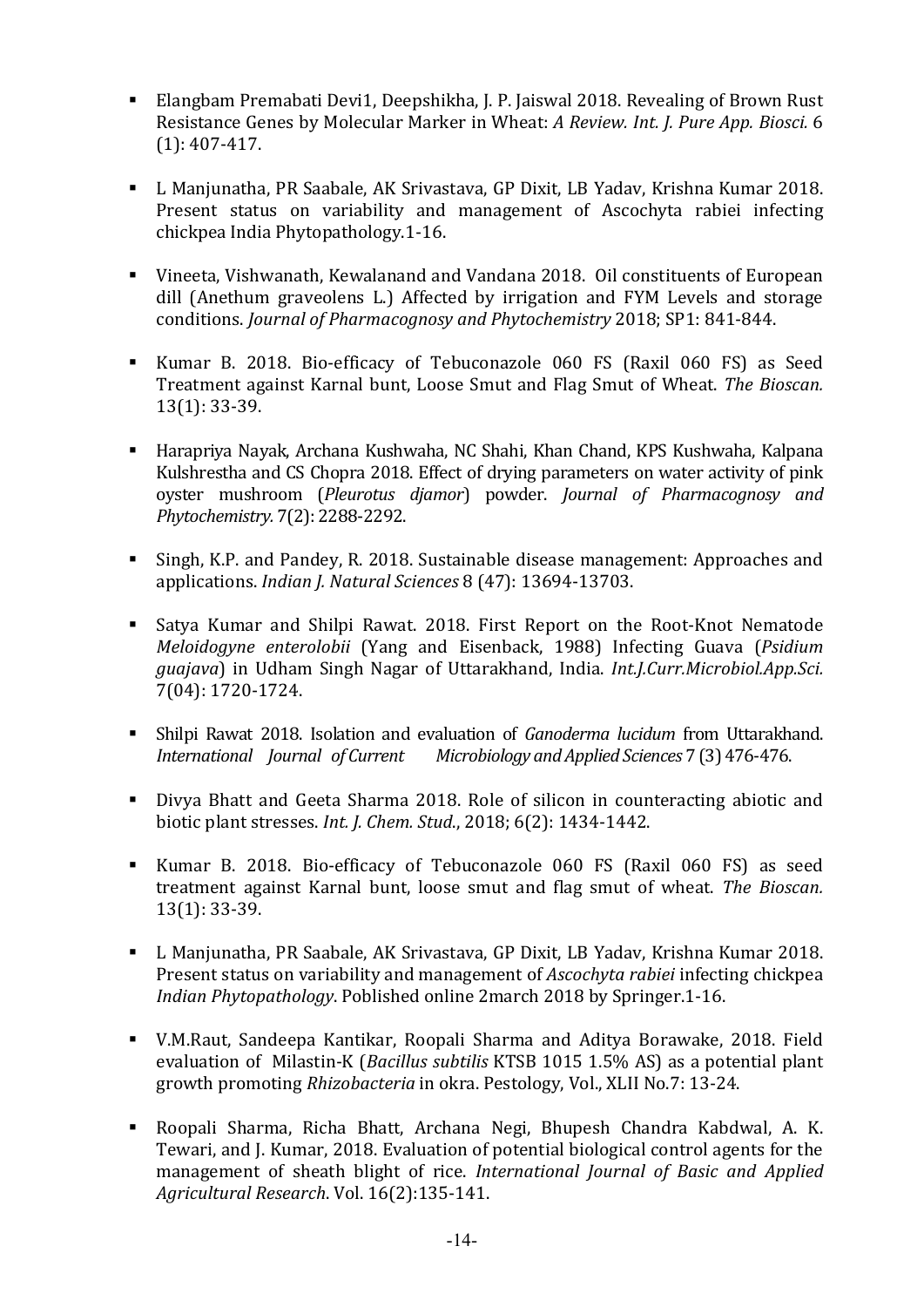- Elangbam Premabati Devi1, Deepshikha, J. P. Jaiswal 2018. Revealing of Brown Rust Resistance Genes by Molecular Marker in Wheat: *A Review. Int. J. Pure App. Biosci.* 6 (1): 407-417.

- L Manjunatha, PR Saabale, AK Srivastava, GP Dixit, LB Yadav, Krishna Kumar 2018. Present status on variability and management of Ascochyta rabiei infecting chickpea India Phytopathology.1-16.

- Vineeta, Vishwanath, Kewalanand and Vandana 2018. Oil constituents of European dill (Anethum graveolens L.) Affected by irrigation and FYM Levels and storage conditions. *Journal of Pharmacognosy and Phytochemistry* 2018; SP1: 841-844.

- Kumar B. 2018. Bio-efficacy of Tebuconazole 060 FS (Raxil 060 FS) as Seed Treatment against Karnal bunt, Loose Smut and Flag Smut of Wheat. *The Bioscan.* 13(1): 33-39.

- Harapriya Nayak, Archana Kushwaha, NC Shahi, Khan Chand, KPS Kushwaha, Kalpana Kulshrestha and CS Chopra 2018. Effect of drying parameters on water activity of pink oyster mushroom (*Pleurotus djamor*) powder. *Journal of Pharmacognosy and Phytochemistry.* 7(2): 2288-2292.

- Singh, K.P. and Pandey, R. 2018. Sustainable disease management: Approaches and applications. *Indian J. Natural Sciences* 8 (47): 13694-13703.

- Satya Kumar and Shilpi Rawat. 2018. First Report on the Root-Knot Nematode *Meloidogyne enterolobii* (Yang and Eisenback, 1988) Infecting Guava (*Psidium guajava*) in Udham Singh Nagar of Uttarakhand, India. *Int.J.Curr.Microbiol.App.Sci.* 7(04): 1720-1724.

- Shilpi Rawat 2018. Isolation and evaluation of *Ganoderma lucidum* from Uttarakhand. *International Journal of Current Microbiology and Applied Sciences* 7 (3) 476-476.

- Divya Bhatt and Geeta Sharma 2018. Role of silicon in counteracting abiotic and biotic plant stresses. *Int. J. Chem. Stud.*, 2018; 6(2): 1434-1442.

- Kumar B. 2018. Bio-efficacy of Tebuconazole 060 FS (Raxil 060 FS) as seed treatment against Karnal bunt, loose smut and flag smut of wheat. *The Bioscan.* 13(1): 33-39.

- L Manjunatha, PR Saabale, AK Srivastava, GP Dixit, LB Yadav, Krishna Kumar 2018. Present status on variability and management of *Ascochyta rabiei* infecting chickpea *Indian Phytopathology*. Poblished online 2march 2018 by Springer.1-16.

- V.M.Raut, Sandeepa Kantikar, Roopali Sharma and Aditya Borawake, 2018. Field evaluation of Milastin-K (*Bacillus subtilis* KTSB 1015 1.5% AS) as a potential plant growth promoting *Rhizobacteria* in okra. Pestology, Vol., XLII No.7: 13-24.

- Roopali Sharma, Richa Bhatt, Archana Negi, Bhupesh Chandra Kabdwal, A. K. Tewari, and J. Kumar, 2018. Evaluation of potential biological control agents for the management of sheath blight of rice. *International Journal of Basic and Applied Agricultural Research*. Vol. 16(2):135-141.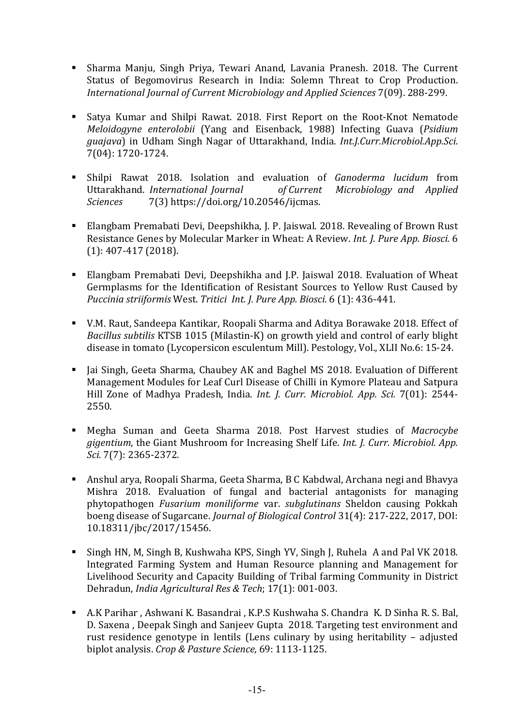- Sharma Manju, Singh Priya, Tewari Anand, Lavania Pranesh. 2018. The Current Status of Begomovirus Research in India: Solemn Threat to Crop Production. *International Journal of Current Microbiology and Applied Sciences* 7(09). 288-299.

- Satya Kumar and Shilpi Rawat. 2018. First Report on the Root-Knot Nematode *Meloidogyne enterolobii* (Yang and Eisenback, 1988) Infecting Guava (*Psidium guajava*) in Udham Singh Nagar of Uttarakhand, India. *Int.J.Curr.Microbiol.App.Sci.* 7(04): 1720-1724.

- Shilpi Rawat 2018. Isolation and evaluation of *Ganoderma lucidum* from Uttarakhand. *International Journal of Current Microbiology and Applied Sciences* 7(3) https://doi.org/10.20546/ijcmas.

- Elangbam Premabati Devi, Deepshikha, J. P. Jaiswal. 2018. Revealing of Brown Rust Resistance Genes by Molecular Marker in Wheat: A Review. *Int. J. Pure App. Biosci.* 6 (1): 407-417 (2018).

- Elangbam Premabati Devi, Deepshikha and J.P. Jaiswal 2018. Evaluation of Wheat Germplasms for the Identification of Resistant Sources to Yellow Rust Caused by *Puccinia striiformis* West. *Tritici Int. J. Pure App. Biosci.* 6 (1): 436-441.

- V.M. Raut, Sandeepa Kantikar, Roopali Sharma and Aditya Borawake 2018. Effect of *Bacillus subtilis* KTSB 1015 (Milastin-K) on growth yield and control of early blight disease in tomato (Lycopersicon esculentum Mill). Pestology, Vol., XLII No.6: 15-24.

- Jai Singh, Geeta Sharma, Chaubey AK and Baghel MS 2018. Evaluation of Different Management Modules for Leaf Curl Disease of Chilli in Kymore Plateau and Satpura Hill Zone of Madhya Pradesh, India. *Int. J. Curr. Microbiol. App. Sci.* 7(01): 2544-2550.

- Megha Suman and Geeta Sharma 2018. Post Harvest studies of *Macrocybe gigentium*, the Giant Mushroom for Increasing Shelf Life. *Int. J. Curr. Microbiol. App. Sci.* 7(7): 2365-2372.

- Anshul arya, Roopali Sharma, Geeta Sharma, B C Kabdwal, Archana negi and Bhavya Mishra 2018. Evaluation of fungal and bacterial antagonists for managing phytopathogen *Fusarium moniliforme* var. *subglutinans* Sheldon causing Pokkah boeng disease of Sugarcane. *Journal of Biological Control* 31(4): 217-222, 2017, DOI: 10.18311/jbc/2017/15456.

- Singh HN, M, Singh B, Kushwaha KPS, Singh YV, Singh J, Ruhela A and Pal VK 2018. Integrated Farming System and Human Resource planning and Management for Livelihood Security and Capacity Building of Tribal farming Community in District Dehradun, *India Agricultural Res & Tech*; 17(1): 001-003.

- A.K Parihar , Ashwani K. Basandrai , K.P.S Kushwaha S. Chandra K. D Sinha R. S. Bal, D. Saxena , Deepak Singh and Sanjeev Gupta 2018. Targeting test environment and rust residence genotype in lentils (Lens culinary by using heritability – adjusted biplot analysis. *Crop & Pasture Science,* 69: 1113-1125.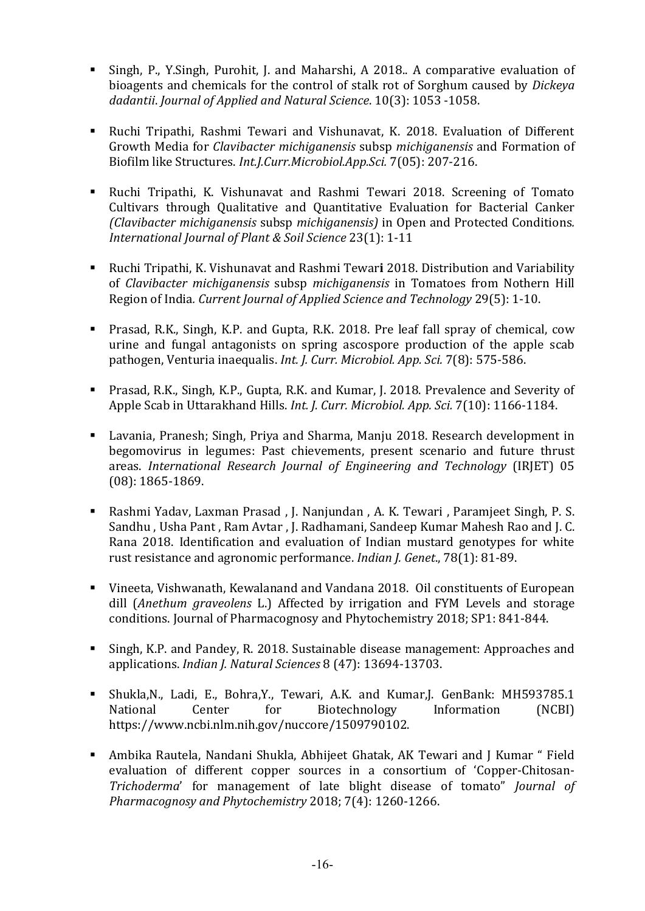- Singh, P., Y.Singh, Purohit, J. and Maharshi, A 2018.. A comparative evaluation of bioagents and chemicals for the control of stalk rot of Sorghum caused by *Dickeya dadantii*. *Journal of Applied and Natural Science*. 10(3): 1053 -1058.

- Ruchi Tripathi, Rashmi Tewari and Vishunavat, K. 2018. Evaluation of Different Growth Media for *Clavibacter michiganensis* subsp *michiganensis* and Formation of Biofilm like Structures. *Int.J.Curr.Microbiol.App.Sci.* 7(05): 207-216.

- Ruchi Tripathi, K. Vishunavat and Rashmi Tewari 2018. Screening of Tomato Cultivars through Qualitative and Quantitative Evaluation for Bacterial Canker *(Clavibacter michiganensis* subsp *michiganensis)* in Open and Protected Conditions*. International Journal of Plant & Soil Science* 23(1): 1-11

- Ruchi Tripathi, K. Vishunavat and Rashmi Tewar**i** 2018. Distribution and Variability of *Clavibacter michiganensis* subsp *michiganensis* in Tomatoes from Nothern Hill Region of India*. Current Journal of Applied Science and Technology* 29(5): 1-10.

- Prasad, R.K., Singh, K.P. and Gupta, R.K. 2018. Pre leaf fall spray of chemical, cow urine and fungal antagonists on spring ascospore production of the apple scab pathogen, Venturia inaequalis. *Int. J. Curr. Microbiol. App. Sci.* 7(8): 575-586.

- Prasad, R.K., Singh, K.P., Gupta, R.K. and Kumar, J. 2018. Prevalence and Severity of Apple Scab in Uttarakhand Hills. *Int. J. Curr. Microbiol. App. Sci.* 7(10): 1166-1184.

- Lavania, Pranesh; Singh, Priya and Sharma, Manju 2018. Research development in begomovirus in legumes: Past chievements, present scenario and future thrust areas. *International Research Journal of Engineering and Technology* (IRJET) 05 (08): 1865-1869.

- Rashmi Yadav, Laxman Prasad , J. Nanjundan , A. K. Tewari , Paramjeet Singh, P. S. Sandhu , Usha Pant , Ram Avtar , J. Radhamani, Sandeep Kumar Mahesh Rao and J. C. Rana 2018. Identification and evaluation of Indian mustard genotypes for white rust resistance and agronomic performance. *Indian J. Genet*., 78(1): 81-89.

- Vineeta, Vishwanath, Kewalanand and Vandana 2018. Oil constituents of European dill (*Anethum graveolens* L.) Affected by irrigation and FYM Levels and storage conditions. Journal of Pharmacognosy and Phytochemistry 2018; SP1: 841-844.

- Singh, K.P. and Pandey, R. 2018. Sustainable disease management: Approaches and applications. *Indian J. Natural Sciences* 8 (47): 13694-13703.

- Shukla,N., Ladi, E., Bohra,Y., Tewari, A.K. and Kumar,J. GenBank: MH593785.1 National Center for Biotechnology Information (NCBI) https://www.ncbi.nlm.nih.gov/nuccore/1509790102.

- Ambika Rautela, Nandani Shukla, Abhijeet Ghatak, AK Tewari and J Kumar " Field evaluation of different copper sources in a consortium of 'Copper-Chitosan-*Trichoderma*' for management of late blight disease of tomato" *Journal of Pharmacognosy and Phytochemistry* 2018; 7(4): 1260-1266.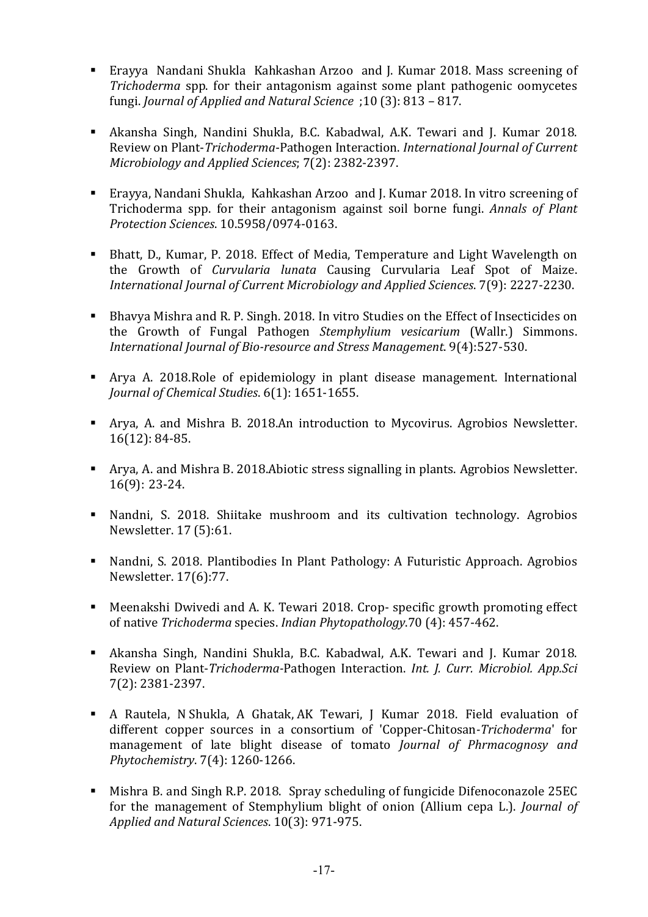- Erayya Nandani Shukla Kahkashan Arzoo and J. Kumar 2018. Mass screening of *Trichoderma* spp. for their antagonism against some plant pathogenic oomycetes fungi. *Journal of Applied and Natural Science* ;10 (3): 813 – 817.

- Akansha Singh, Nandini Shukla, B.C. Kabadwal, A.K. Tewari and J. Kumar 2018. Review on Plant-*Trichoderma*-Pathogen Interaction. *International Journal of Current Microbiology and Applied Sciences*; 7(2): 2382-2397.

- Erayya, Nandani Shukla, Kahkashan Arzoo and J. Kumar 2018. In vitro screening of Trichoderma spp. for their antagonism against soil borne fungi. *Annals of Plant Protection Sciences*. 10.5958/0974-0163.

- Bhatt, D., Kumar, P. 2018. Effect of Media, Temperature and Light Wavelength on the Growth of *Curvularia lunata* Causing Curvularia Leaf Spot of Maize. *International Journal of Current Microbiology and Applied Sciences*. 7(9): 2227-2230.

- Bhavya Mishra and R. P. Singh. 2018. In vitro Studies on the Effect of Insecticides on the Growth of Fungal Pathogen *Stemphylium vesicarium* (Wallr.) Simmons. *International Journal of Bio-resource and Stress Management*. 9(4):527-530.

- Arya A. 2018.Role of epidemiology in plant disease management. International *Journal of Chemical Studies*. 6(1): 1651-1655.

- Arya, A. and Mishra B. 2018.An introduction to Mycovirus. Agrobios Newsletter. 16(12): 84-85.

- Arya, A. and Mishra B. 2018.Abiotic stress signalling in plants. Agrobios Newsletter. 16(9): 23-24.

- Nandni, S. 2018. Shiitake mushroom and its cultivation technology. Agrobios Newsletter. 17 (5):61.

- Nandni, S. 2018. Plantibodies In Plant Pathology: A Futuristic Approach. Agrobios Newsletter. 17(6):77.

- Meenakshi Dwivedi and A. K. Tewari 2018. Crop- specific growth promoting effect of native *Trichoderma* species. *Indian Phytopathology*.70 (4): 457-462.

- Akansha Singh, Nandini Shukla, B.C. Kabadwal, A.K. Tewari and J. Kumar 2018. Review on Plant-*Trichoderma*-Pathogen Interaction. *Int. J. Curr. Microbiol. App.Sci* 7(2): 2381-2397.

- A Rautela, N Shukla, A Ghatak, AK Tewari, J Kumar 2018. Field evaluation of different copper sources in a consortium of 'Copper-Chitosan-*Trichoderma*' for management of late blight disease of tomato *Journal of Phrmacognosy and Phytochemistry*. 7(4): 1260-1266.

- Mishra B. and Singh R.P. 2018. Spray scheduling of fungicide Difenoconazole 25EC for the management of Stemphylium blight of onion (Allium cepa L.). *Journal of Applied and Natural Sciences*. 10(3): 971-975.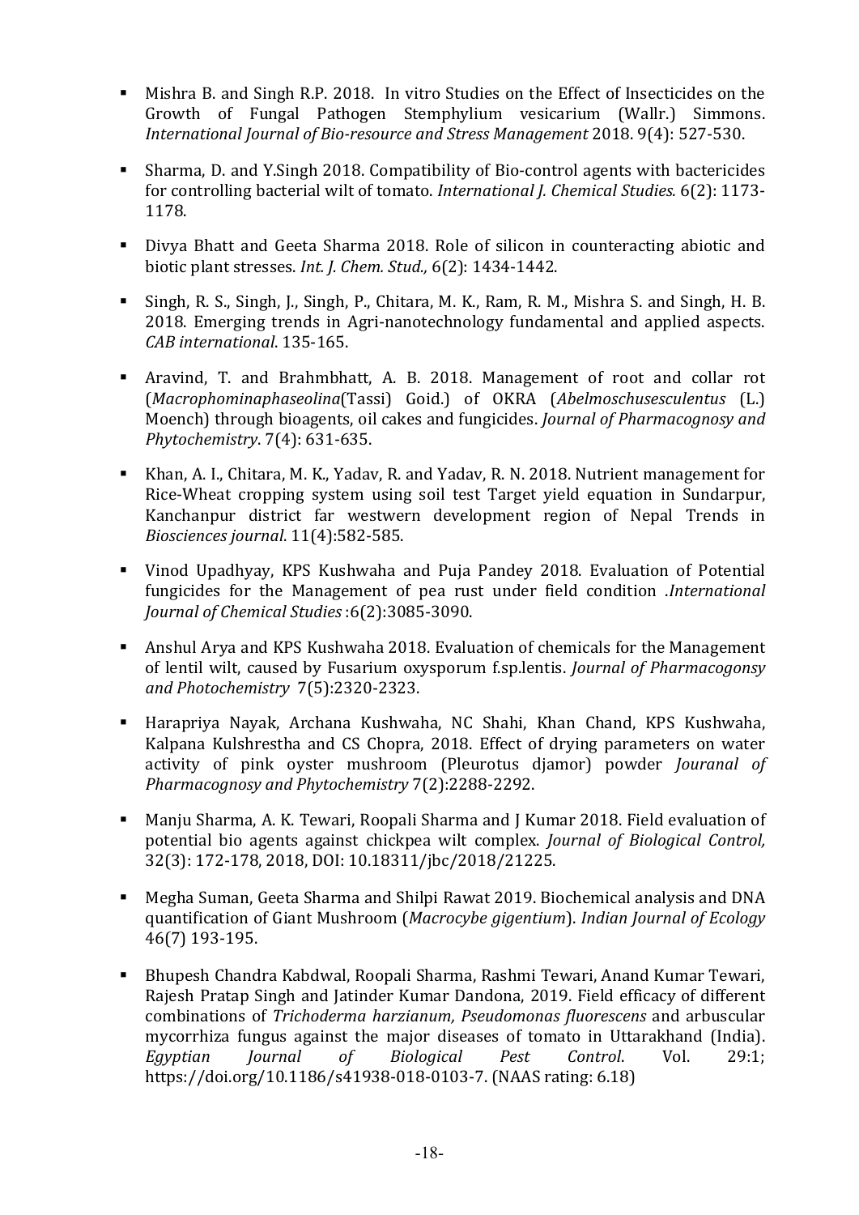- Mishra B. and Singh R.P. 2018. In vitro Studies on the Effect of Insecticides on the Growth of Fungal Pathogen Stemphylium vesicarium (Wallr.) Simmons. *International Journal of Bio-resource and Stress Management* 2018. 9(4): 527-530.

- Sharma, D. and Y.Singh 2018. Compatibility of Bio-control agents with bactericides for controlling bacterial wilt of tomato. *International J. Chemical Studies.* 6(2): 1173-1178.

- Divya Bhatt and Geeta Sharma 2018. Role of silicon in counteracting abiotic and biotic plant stresses. *Int. J. Chem. Stud.,* 6(2): 1434-1442.

- Singh, R. S., Singh, J., Singh, P., Chitara, M. K., Ram, R. M., Mishra S. and Singh, H. B. 2018. Emerging trends in Agri-nanotechnology fundamental and applied aspects. *CAB international*. 135-165.

- Aravind, T. and Brahmbhatt, A. B. 2018. Management of root and collar rot (*Macrophominaphaseolina*(Tassi) Goid.) of OKRA (*Abelmoschusesculentus* (L.) Moench) through bioagents, oil cakes and fungicides. *Journal of Pharmacognosy and Phytochemistry*. 7(4): 631-635.

- Khan, A. I., Chitara, M. K., Yadav, R. and Yadav, R. N. 2018. Nutrient management for Rice-Wheat cropping system using soil test Target yield equation in Sundarpur, Kanchanpur district far westwern development region of Nepal Trends in *Biosciences journal*. 11(4):582-585.

- Vinod Upadhyay, KPS Kushwaha and Puja Pandey 2018. Evaluation of Potential fungicides for the Management of pea rust under field condition .*International Journal of Chemical Studies* :6(2):3085-3090.

- Anshul Arya and KPS Kushwaha 2018. Evaluation of chemicals for the Management of lentil wilt, caused by Fusarium oxysporum f.sp.lentis. *Journal of Pharmacogonsy and Photochemistry* 7(5):2320-2323.

- Harapriya Nayak, Archana Kushwaha, NC Shahi, Khan Chand, KPS Kushwaha, Kalpana Kulshrestha and CS Chopra, 2018. Effect of drying parameters on water activity of pink oyster mushroom (Pleurotus djamor) powder *Jouranal of Pharmacognosy and Phytochemistry* 7(2):2288-2292.

- Manju Sharma, A. K. Tewari, Roopali Sharma and J Kumar 2018. Field evaluation of potential bio agents against chickpea wilt complex. *Journal of Biological Control,* 32(3): 172-178, 2018, DOI: 10.18311/jbc/2018/21225.

- Megha Suman, Geeta Sharma and Shilpi Rawat 2019. Biochemical analysis and DNA quantification of Giant Mushroom (*Macrocybe gigentium*). *Indian Journal of Ecology* 46(7) 193-195.

- Bhupesh Chandra Kabdwal, Roopali Sharma, Rashmi Tewari, Anand Kumar Tewari, Rajesh Pratap Singh and Jatinder Kumar Dandona, 2019. Field efficacy of different combinations of *Trichoderma harzianum, Pseudomonas fluorescens* and arbuscular mycorrhiza fungus against the major diseases of tomato in Uttarakhand (India). *Egyptian Journal of Biological Pest Control*. Vol. 29:1; https://doi.org/10.1186/s41938-018-0103-7. (NAAS rating: 6.18)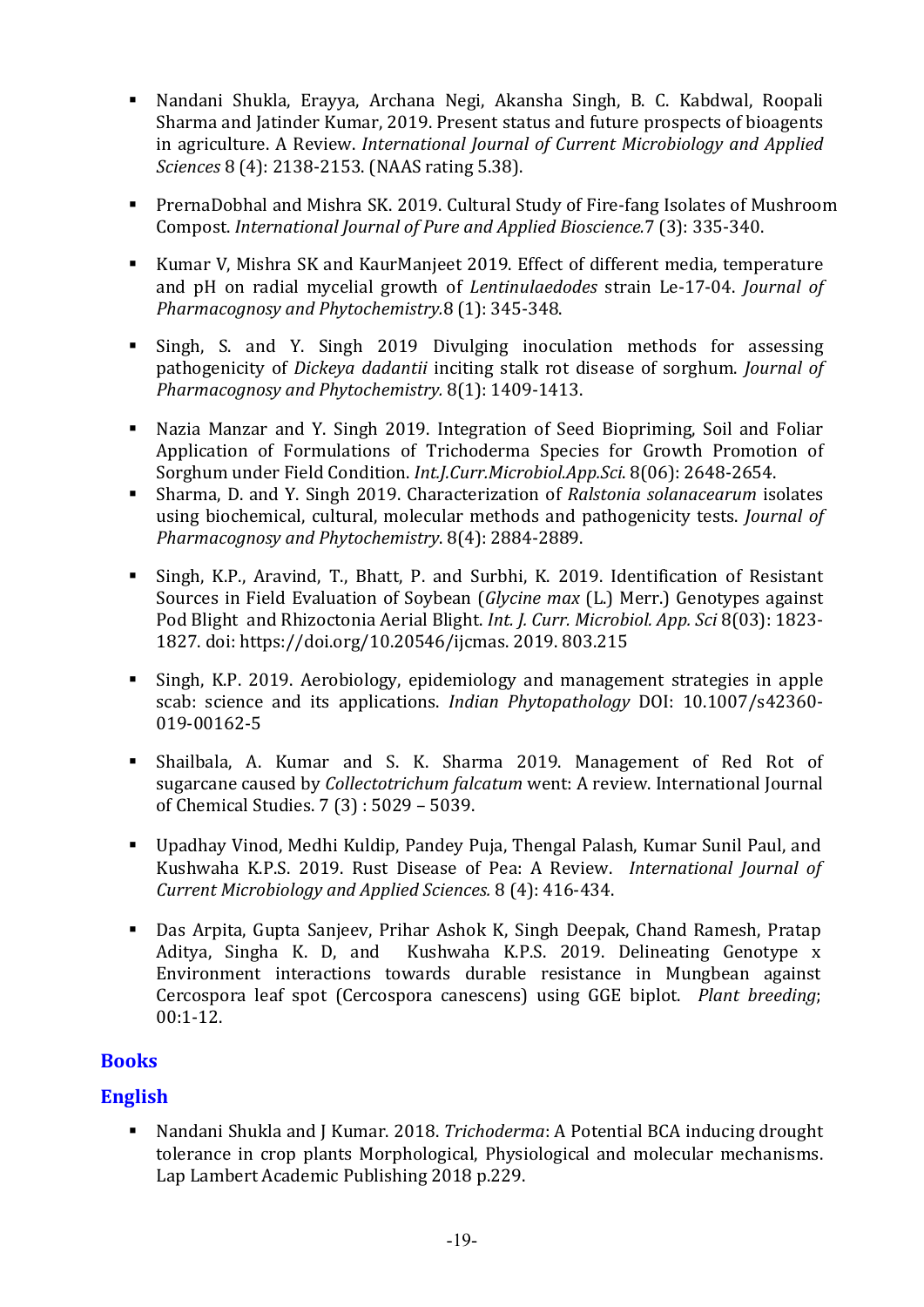- Nandani Shukla, Erayya, Archana Negi, Akansha Singh, B. C. Kabdwal, Roopali Sharma and Jatinder Kumar, 2019. Present status and future prospects of bioagents in agriculture. A Review. *International Journal of Current Microbiology and Applied Sciences* 8 (4): 2138-2153. (NAAS rating 5.38).

- PrernaDobhal and Mishra SK. 2019. Cultural Study of Fire-fang Isolates of Mushroom Compost. *International Journal of Pure and Applied Bioscience.*7 (3): 335-340.

- Kumar V, Mishra SK and KaurManjeet 2019. Effect of different media, temperature and pH on radial mycelial growth of *Lentinulaedodes* strain Le-17-04. *Journal of Pharmacognosy and Phytochemistry.*8 (1): 345-348.

- Singh, S. and Y. Singh 2019 Divulging inoculation methods for assessing pathogenicity of *Dickeya dadantii* inciting stalk rot disease of sorghum. *Journal of Pharmacognosy and Phytochemistry.* 8(1): 1409-1413.

- Nazia Manzar and Y. Singh 2019. Integration of Seed Biopriming, Soil and Foliar Application of Formulations of Trichoderma Species for Growth Promotion of Sorghum under Field Condition. *Int.J.Curr.Microbiol.App.Sci.* 8(06): 2648-2654.
- Sharma, D. and Y. Singh 2019. Characterization of *Ralstonia solanacearum* isolates using biochemical, cultural, molecular methods and pathogenicity tests. *Journal of Pharmacognosy and Phytochemistry*. 8(4): 2884-2889.

- Singh, K.P., Aravind, T., Bhatt, P. and Surbhi, K. 2019. Identification of Resistant Sources in Field Evaluation of Soybean (*Glycine max* (L.) Merr.) Genotypes against Pod Blight and Rhizoctonia Aerial Blight. *Int. J. Curr. Microbiol. App. Sci* 8(03): 1823-1827. doi: https://doi.org/10.20546/ijcmas. 2019. 803.215

- Singh, K.P. 2019. Aerobiology, epidemiology and management strategies in apple scab: science and its applications. *Indian Phytopathology* DOI: 10.1007/s42360-019-00162-5

- Shailbala, A. Kumar and S. K. Sharma 2019. Management of Red Rot of sugarcane caused by *Collectotrichum falcatum* went: A review. International Journal of Chemical Studies. 7 (3) : 5029 – 5039.

- Upadhay Vinod, Medhi Kuldip, Pandey Puja, Thengal Palash, Kumar Sunil Paul, and Kushwaha K.P.S. 2019. Rust Disease of Pea: A Review. *International Journal of Current Microbiology and Applied Sciences.* 8 (4): 416-434.

- Das Arpita, Gupta Sanjeev, Prihar Ashok K, Singh Deepak, Chand Ramesh, Pratap Aditya, Singha K. D, and Kushwaha K.P.S. 2019. Delineating Genotype x Environment interactions towards durable resistance in Mungbean against Cercospora leaf spot (Cercospora canescens) using GGE biplot. *Plant breeding*; 00:1-12.

## Books

### English

- Nandani Shukla and J Kumar. 2018. *Trichoderma*: A Potential BCA inducing drought tolerance in crop plants Morphological, Physiological and molecular mechanisms. Lap Lambert Academic Publishing 2018 p.229.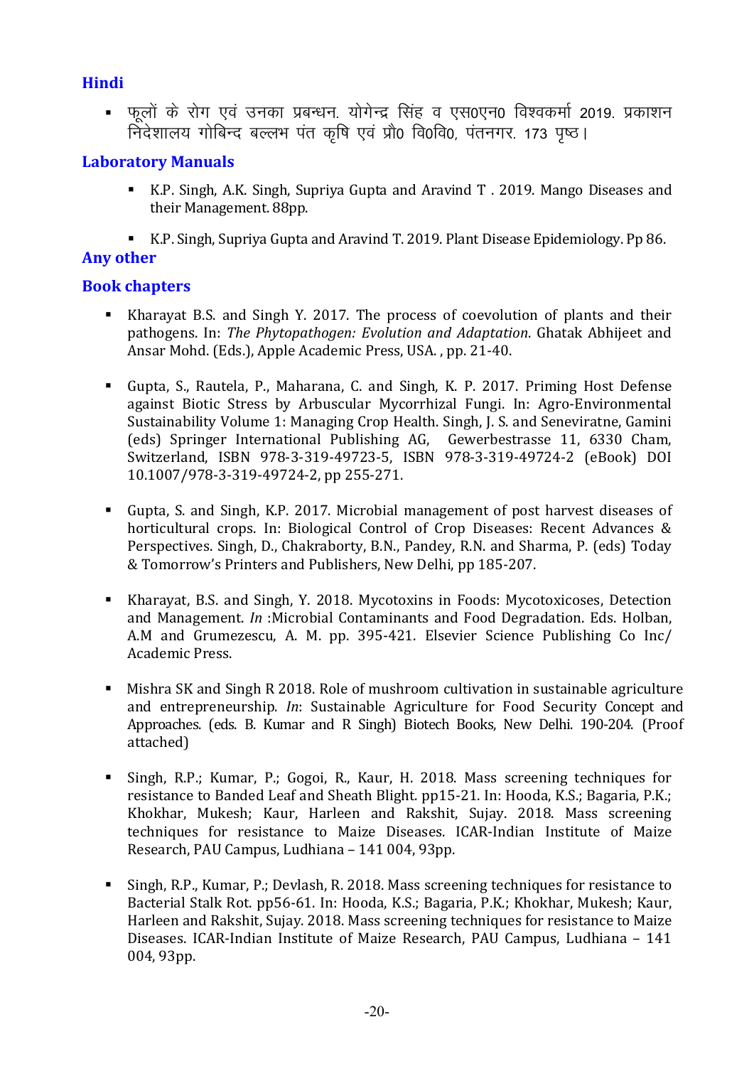## Hindi

- फूलों के रोग एवं उनका प्रबन्धन. योगेन्द्र सिंह व एस0एन0 विश्वकर्मा 2019. प्रकाशन निदेशालय गोबिन्द बल्लभ पंत कृषि एवं प्रौ0 वि0वि0, पंतनगर. 173 पृष्ठ।

## Laboratory Manuals

- K.P. Singh, A.K. Singh, Supriya Gupta and Aravind T . 2019. Mango Diseases and their Management. 88pp.
- K.P. Singh, Supriya Gupta and Aravind T. 2019. Plant Disease Epidemiology. Pp 86.

## Any other

## Book chapters

- Kharayat B.S. and Singh Y. 2017. The process of coevolution of plants and their pathogens. In: *The Phytopathogen: Evolution and Adaptation*. Ghatak Abhijeet and Ansar Mohd. (Eds.), Apple Academic Press, USA. , pp. 21-40.
- Gupta, S., Rautela, P., Maharana, C. and Singh, K. P. 2017. Priming Host Defense against Biotic Stress by Arbuscular Mycorrhizal Fungi. In: Agro-Environmental Sustainability Volume 1: Managing Crop Health. Singh, J. S. and Seneviratne, Gamini (eds) Springer International Publishing AG, Gewerbestrasse 11, 6330 Cham, Switzerland, ISBN 978-3-319-49723-5, ISBN 978-3-319-49724-2 (eBook) DOI 10.1007/978-3-319-49724-2, pp 255-271.
- Gupta, S. and Singh, K.P. 2017. Microbial management of post harvest diseases of horticultural crops. In: Biological Control of Crop Diseases: Recent Advances & Perspectives. Singh, D., Chakraborty, B.N., Pandey, R.N. and Sharma, P. (eds) Today & Tomorrow's Printers and Publishers, New Delhi, pp 185-207.
- Kharayat, B.S. and Singh, Y. 2018. Mycotoxins in Foods: Mycotoxicoses, Detection and Management. *In* :Microbial Contaminants and Food Degradation. Eds. Holban, A.M and Grumezescu, A. M. pp. 395-421. Elsevier Science Publishing Co Inc/ Academic Press.
- Mishra SK and Singh R 2018. Role of mushroom cultivation in sustainable agriculture and entrepreneurship. *In*: Sustainable Agriculture for Food Security Concept and Approaches. (eds. B. Kumar and R Singh) Biotech Books, New Delhi. 190-204. (Proof attached)
- Singh, R.P.; Kumar, P.; Gogoi, R., Kaur, H. 2018. Mass screening techniques for resistance to Banded Leaf and Sheath Blight. pp15-21. In: Hooda, K.S.; Bagaria, P.K.; Khokhar, Mukesh; Kaur, Harleen and Rakshit, Sujay. 2018. Mass screening techniques for resistance to Maize Diseases. ICAR-Indian Institute of Maize Research, PAU Campus, Ludhiana – 141 004, 93pp.
- Singh, R.P., Kumar, P.; Devlash, R. 2018. Mass screening techniques for resistance to Bacterial Stalk Rot. pp56-61. In: Hooda, K.S.; Bagaria, P.K.; Khokhar, Mukesh; Kaur, Harleen and Rakshit, Sujay. 2018. Mass screening techniques for resistance to Maize Diseases. ICAR-Indian Institute of Maize Research, PAU Campus, Ludhiana – 141 004, 93pp.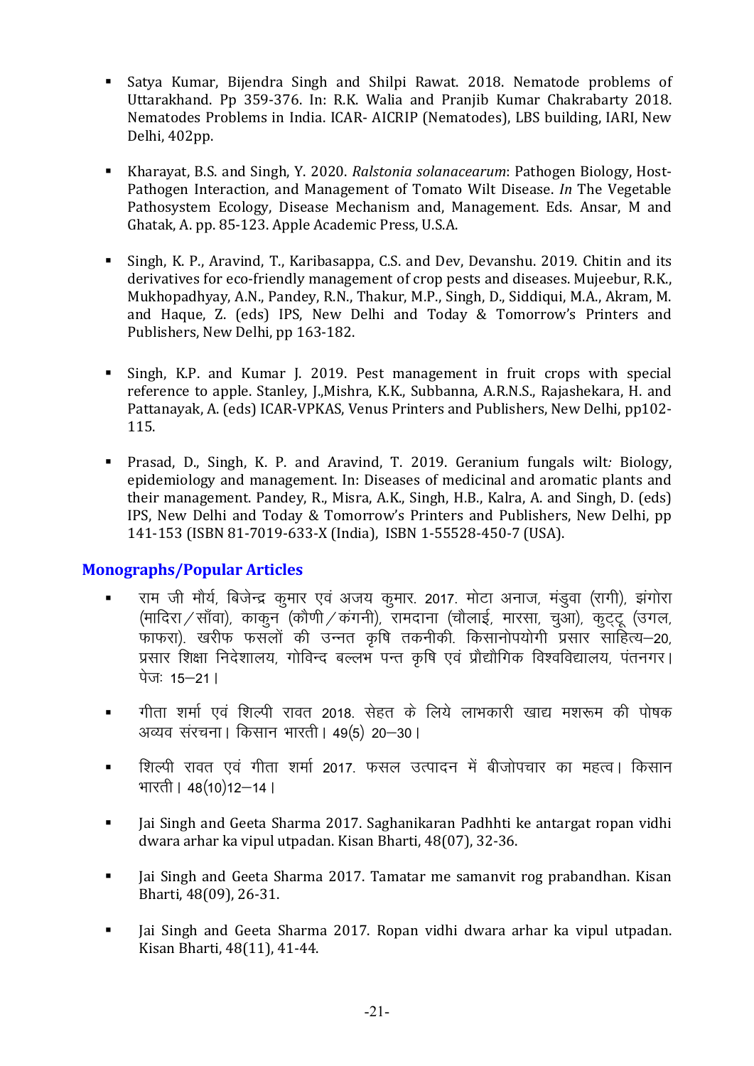- Satya Kumar, Bijendra Singh and Shilpi Rawat. 2018. Nematode problems of Uttarakhand. Pp 359-376. In: R.K. Walia and Pranjib Kumar Chakrabarty 2018. Nematodes Problems in India. ICAR- AICRIP (Nematodes), LBS building, IARI, New Delhi, 402pp.

- Kharayat, B.S. and Singh, Y. 2020. *Ralstonia solanacearum*: Pathogen Biology, Host-Pathogen Interaction, and Management of Tomato Wilt Disease. *In* The Vegetable Pathosystem Ecology, Disease Mechanism and, Management. Eds. Ansar, M and Ghatak, A. pp. 85-123. Apple Academic Press, U.S.A.

- Singh, K. P., Aravind, T., Karibasappa, C.S. and Dev, Devanshu. 2019. Chitin and its derivatives for eco-friendly management of crop pests and diseases. Mujeebur, R.K., Mukhopadhyay, A.N., Pandey, R.N., Thakur, M.P., Singh, D., Siddiqui, M.A., Akram, M. and Haque, Z. (eds) IPS, New Delhi and Today & Tomorrow's Printers and Publishers, New Delhi, pp 163-182.

- Singh, K.P. and Kumar J. 2019. Pest management in fruit crops with special reference to apple. Stanley, J.,Mishra, K.K., Subbanna, A.R.N.S., Rajashekara, H. and Pattanayak, A. (eds) ICAR-VPKAS, Venus Printers and Publishers, New Delhi, pp102-115.

- Prasad, D., Singh, K. P. and Aravind, T. 2019. Geranium fungals wilt*:* Biology, epidemiology and management. In: Diseases of medicinal and aromatic plants and their management. Pandey, R., Misra, A.K., Singh, H.B., Kalra, A. and Singh, D. (eds) IPS, New Delhi and Today & Tomorrow's Printers and Publishers, New Delhi, pp 141-153 (ISBN 81-7019-633-X (India), ISBN 1-55528-450-7 (USA).

## Monographs/Popular Articles

- राम जी मौर्य, बिजेन्द्र कुमार एवं अजय कुमार. 2017. मोटा अनाज, मंडुवा (रागी), झंगोरा (मादिरा/साँवा), काकुन (कौणी/कंगनी), रामदाना (चौलाई, मारसा, चुआ), कुट्टू (उगल, फाफरा). खरीफ फसलों की उन्नत कृषि तकनीकी. किसानोपयोगी प्रसार साहित्य–20, प्रसार शिक्षा निदेशालय, गोविन्द बल्लभ पन्त कृषि एवं प्रौद्यौगिक विश्वविद्यालय, पंतनगर। पेजः 15–21।

- गीता शर्मा एवं शिल्पी रावत 2018. सेहत के लिये लाभकारी खाद्य मशरूम की पोषक अव्यव संरचना। किसान भारती। 49(5) 20–30।

- शिल्पी रावत एवं गीता शर्मा 2017. फसल उत्पादन में बीजोपचार का महत्व। किसान भारती। 48(10)12–14।

- Jai Singh and Geeta Sharma 2017. Saghanikaran Padhhti ke antargat ropan vidhi dwara arhar ka vipul utpadan. Kisan Bharti, 48(07), 32-36.

- Jai Singh and Geeta Sharma 2017. Tamatar me samanvit rog prabandhan. Kisan Bharti, 48(09), 26-31.

- Jai Singh and Geeta Sharma 2017. Ropan vidhi dwara arhar ka vipul utpadan. Kisan Bharti, 48(11), 41-44.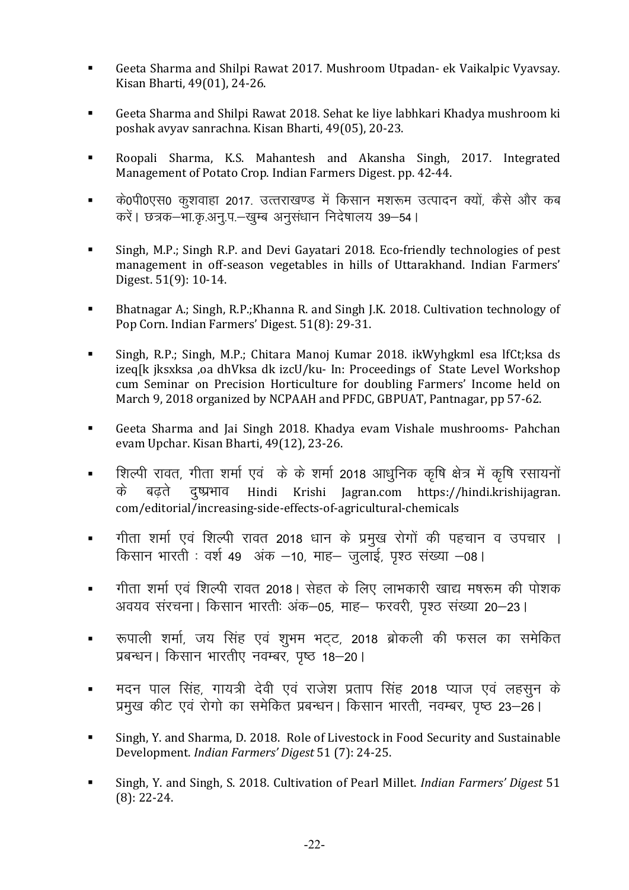- Geeta Sharma and Shilpi Rawat 2017. Mushroom Utpadan- ek Vaikalpic Vyavsay. Kisan Bharti, 49(01), 24-26.

- Geeta Sharma and Shilpi Rawat 2018. Sehat ke liye labhkari Khadya mushroom ki poshak avyav sanrachna. Kisan Bharti, 49(05), 20-23.

- Roopali Sharma, K.S. Mahantesh and Akansha Singh, 2017. Integrated Management of Potato Crop. Indian Farmers Digest. pp. 42-44.

- के0पी0एस0 कुशवाहा 2017. उत्तराखण्ड में किसान मशरूम उत्पादन क्यों, कैसे और कब करें। छत्रक–भा.कृ.अनु.प.–खुम्ब अनुसंधान निदेशालय 39–54।

- Singh, M.P.; Singh R.P. and Devi Gayatari 2018. Eco-friendly technologies of pest management in off-season vegetables in hills of Uttarakhand. Indian Farmers' Digest. 51(9): 10-14.

- Bhatnagar A.; Singh, R.P.;Khanna R. and Singh J.K. 2018. Cultivation technology of Pop Corn. Indian Farmers' Digest. 51(8): 29-31.

- Singh, R.P.; Singh, M.P.; Chitara Manoj Kumar 2018. ikWyhgkml esa lfCt;ksa ds izeq[k jksxksa ,oa dhVksa dk izcU/ku- In: Proceedings of State Level Workshop cum Seminar on Precision Horticulture for doubling Farmers' Income held on March 9, 2018 organized by NCPAAH and PFDC, GBPUAT, Pantnagar, pp 57-62.

- Geeta Sharma and Jai Singh 2018. Khadya evam Vishale mushrooms- Pahchan evam Upchar. Kisan Bharti, 49(12), 23-26.

- शिल्पी रावत, गीता शर्मा एवं के के शर्मा 2018 आधुनिक कृषि क्षेत्र में कृषि रसायनों के बढ़ते दुष्प्रभाव Hindi Krishi Jagran.com https://hindi.krishijagran.com/editorial/increasing-side-effects-of-agricultural-chemicals

- गीता शर्मा एवं शिल्पी रावत 2018 धान के प्रमुख रोगों की पहचान व उपचार । किसान भारती : वर्श 49 अंक –10, माह– जुलाई, पृश्ठ संख्या –08।

- गीता शर्मा एवं शिल्पी रावत 2018। सेहत के लिए लाभकारी खाद्य मषरूम की पोशक अवयव संरचना। किसान भारतीः अंक–05, माह– फरवरी, पृश्ठ संख्या 20–23।

- रूपाली शर्मा, जय सिंह एवं शुभम भट्ट, 2018 ब्रोकली की फसल का समेकित प्रबन्धन। किसान भारतीए नवम्बर, पृष्ठ 18–20।

- मदन पाल सिंह, गायत्री देवी एवं राजेश प्रताप सिंह 2018 प्याज एवं लहसुन के प्रमुख कीट एवं रोगो का समेकित प्रबन्धन। किसान भारती, नवम्बर, पृष्ठ 23–26।

- Singh, Y. and Sharma, D. 2018. Role of Livestock in Food Security and Sustainable Development. *Indian Farmers' Digest* 51 (7): 24-25.

- Singh, Y. and Singh, S. 2018. Cultivation of Pearl Millet. *Indian Farmers' Digest* 51 (8): 22-24.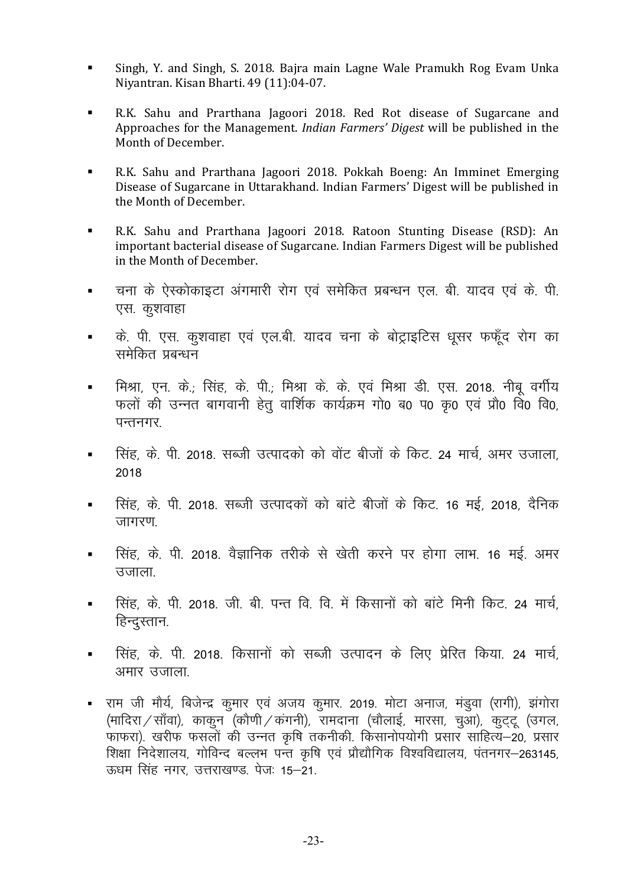- Singh, Y. and Singh, S. 2018. Bajra main Lagne Wale Pramukh Rog Evam Unka Niyantran. Kisan Bharti. 49 (11):04-07.

- R.K. Sahu and Prarthana Jagoori 2018. Red Rot disease of Sugarcane and Approaches for the Management. *Indian Farmers' Digest* will be published in the Month of December.

- R.K. Sahu and Prarthana Jagoori 2018. Pokkah Boeng: An Imminet Emerging Disease of Sugarcane in Uttarakhand. Indian Farmers' Digest will be published in the Month of December.

- R.K. Sahu and Prarthana Jagoori 2018. Ratoon Stunting Disease (RSD): An important bacterial disease of Sugarcane. Indian Farmers Digest will be published in the Month of December.

- चना के ऐस्कोकाइटा अंगमारी रोग एवं समेकित प्रबन्धन एल. बी. यादव एवं के. पी. एस. कुशवाहा

- के. पी. एस. कुशवाहा एवं एल.बी. यादव चना के बोट्राइटिस धूसर फफूँद रोग का समेकित प्रबन्धन

- मिश्रा, एन. के.; सिंह, के. पी.; मिश्रा के. के. एवं मिश्रा डी. एस. 2018. नीबू वर्गीय फलों की उन्नत बागवानी हेतु वार्शिक कार्यक्रम गो0 ब0 प0 कृ0 एवं प्रौ0 वि0 वि0, पन्तनगर.

- सिंह, के. पी. 2018. सब्जी उत्पादको को वोंट बीजों के किट. 24 मार्च, अमर उजाला, 2018

- सिंह, के. पी. 2018. सब्जी उत्पादकों को बांटे बीजों के किट. 16 मई, 2018, दैनिक जागरण.

- सिंह, के. पी. 2018. वैज्ञानिक तरीके से खेती करने पर होगा लाभ. 16 मई. अमर उजाला.

- सिंह, के. पी. 2018. जी. बी. पन्त वि. वि. में किसानों को बांटे मिनी किट. 24 मार्च, हिन्दुस्तान.

- सिंह, के. पी. 2018. किसानों को सब्जी उत्पादन के लिए प्रेरित किया. 24 मार्च, अमार उजाला.

- राम जी मौर्य, बिजेन्द्र कुमार एवं अजय कुमार. 2019. मोटा अनाज, मंडुवा (रागी), झंगोरा (मादिरा/साँवा), काकुन (कौणी/कंगनी), रामदाना (चौलाई, मारसा, चुआ), कुट्टू (उगल, फाफरा). खरीफ फसलों की उन्नत कृषि तकनीकी. किसानोपयोगी प्रसार साहित्य–20, प्रसार शिक्षा निदेशालय, गोविन्द बल्लभ पन्त कृषि एवं प्रौद्यौगिक विश्वविद्यालय, पंतनगर–263145, ऊधम सिंह नगर, उत्तराखण्ड. पेजः 15–21.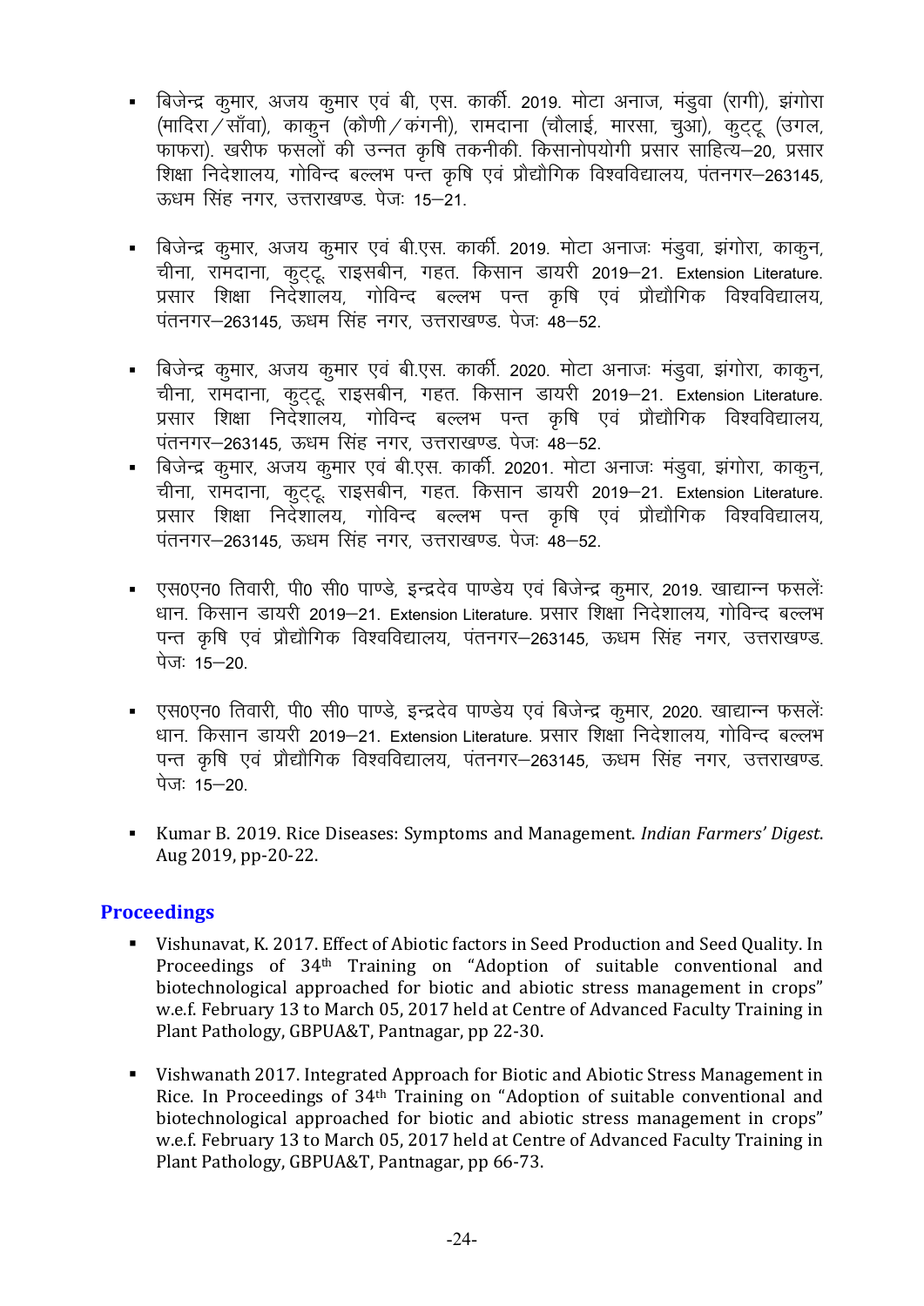- बिजेन्द्र कुमार, अजय कुमार एवं बी, एस. कार्की. 2019. मोटा अनाज, मंडुवा (रागी), झंगोरा (मादिरा/साँवा), काकुन (कौणी/कंगनी), रामदाना (चौलाई, मारसा, चुआ), कुट्टू (उगल, फाफरा). खरीफ फसलों की उन्नत कृषि तकनीकी. किसानोपयोगी प्रसार साहित्य–20, प्रसार शिक्षा निदेशालय, गोविन्द बल्लभ पन्त कृषि एवं प्रौद्योगिक विश्वविद्यालय, पंतनगर–263145, ऊधम सिंह नगर, उत्तराखण्ड. पेजः 15–21.

- बिजेन्द्र कुमार, अजय कुमार एवं बी.एस. कार्की. 2019. मोटा अनाजः मंडुवा, झंगोरा, काकुन, चीना, रामदाना, कुट्टू, राइसबीन, गहत. किसान डायरी 2019–21. Extension Literature. प्रसार शिक्षा निदेशालय, गोविन्द बल्लभ पन्त कृषि एवं प्रौद्योगिक विश्वविद्यालय, पंतनगर–263145, ऊधम सिंह नगर, उत्तराखण्ड. पेजः 48–52.

- बिजेन्द्र कुमार, अजय कुमार एवं बी.एस. कार्की. 2020. मोटा अनाजः मंडुवा, झंगोरा, काकुन, चीना, रामदाना, कुट्टू, राइसबीन, गहत. किसान डायरी 2019–21. Extension Literature. प्रसार शिक्षा निदेशालय, गोविन्द बल्लभ पन्त कृषि एवं प्रौद्योगिक विश्वविद्यालय, पंतनगर–263145, ऊधम सिंह नगर, उत्तराखण्ड. पेजः 48–52.
- बिजेन्द्र कुमार, अजय कुमार एवं बी.एस. कार्की. 20201. मोटा अनाजः मंडुवा, झंगोरा, काकुन, चीना, रामदाना, कुट्टू, राइसबीन, गहत. किसान डायरी 2019–21. Extension Literature. प्रसार शिक्षा निदेशालय, गोविन्द बल्लभ पन्त कृषि एवं प्रौद्योगिक विश्वविद्यालय, पंतनगर–263145, ऊधम सिंह नगर, उत्तराखण्ड. पेजः 48–52.

- एस0एन0 तिवारी, पी0 सी0 पाण्डे, इन्द्रदेव पाण्डेय एवं बिजेन्द्र कुमार, 2019. खाद्यान्न फसलेंः धान. किसान डायरी 2019–21. Extension Literature. प्रसार शिक्षा निदेशालय, गोविन्द बल्लभ पन्त कृषि एवं प्रौद्योगिक विश्वविद्यालय, पंतनगर–263145, ऊधम सिंह नगर, उत्तराखण्ड. पेजः 15–20.

- एस0एन0 तिवारी, पी0 सी0 पाण्डे, इन्द्रदेव पाण्डेय एवं बिजेन्द्र कुमार, 2020. खाद्यान्न फसलेंः धान. किसान डायरी 2019–21. Extension Literature. प्रसार शिक्षा निदेशालय, गोविन्द बल्लभ पन्त कृषि एवं प्रौद्योगिक विश्वविद्यालय, पंतनगर–263145, ऊधम सिंह नगर, उत्तराखण्ड. पेजः 15–20.

- Kumar B. 2019. Rice Diseases: Symptoms and Management. *Indian Farmers' Digest*. Aug 2019, pp-20-22.

## Proceedings

- Vishunavat, K. 2017. Effect of Abiotic factors in Seed Production and Seed Quality. In Proceedings of 34th Training on "Adoption of suitable conventional and biotechnological approached for biotic and abiotic stress management in crops" w.e.f. February 13 to March 05, 2017 held at Centre of Advanced Faculty Training in Plant Pathology, GBPUA&T, Pantnagar, pp 22-30.

- Vishwanath 2017. Integrated Approach for Biotic and Abiotic Stress Management in Rice. In Proceedings of 34th Training on "Adoption of suitable conventional and biotechnological approached for biotic and abiotic stress management in crops" w.e.f. February 13 to March 05, 2017 held at Centre of Advanced Faculty Training in Plant Pathology, GBPUA&T, Pantnagar, pp 66-73.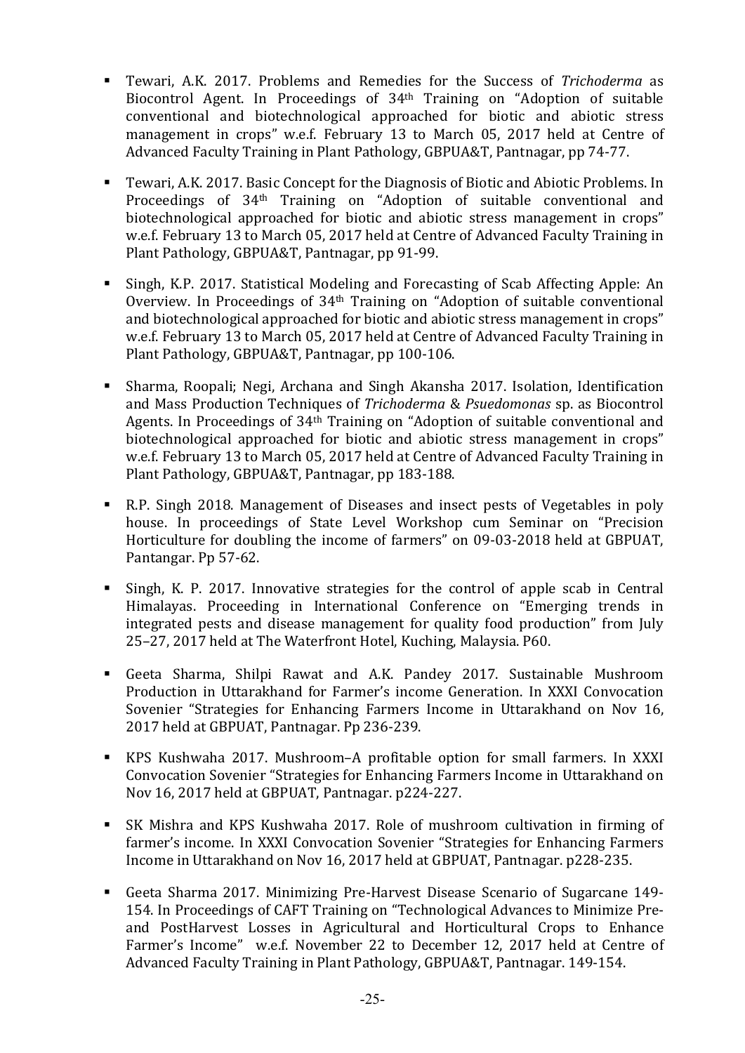- Tewari, A.K. 2017. Problems and Remedies for the Success of *Trichoderma* as Biocontrol Agent. In Proceedings of 34th Training on "Adoption of suitable conventional and biotechnological approached for biotic and abiotic stress management in crops" w.e.f. February 13 to March 05, 2017 held at Centre of Advanced Faculty Training in Plant Pathology, GBPUA&T, Pantnagar, pp 74-77.

- Tewari, A.K. 2017. Basic Concept for the Diagnosis of Biotic and Abiotic Problems. In Proceedings of 34th Training on "Adoption of suitable conventional and biotechnological approached for biotic and abiotic stress management in crops" w.e.f. February 13 to March 05, 2017 held at Centre of Advanced Faculty Training in Plant Pathology, GBPUA&T, Pantnagar, pp 91-99.

- Singh, K.P. 2017. Statistical Modeling and Forecasting of Scab Affecting Apple: An Overview. In Proceedings of 34th Training on "Adoption of suitable conventional and biotechnological approached for biotic and abiotic stress management in crops" w.e.f. February 13 to March 05, 2017 held at Centre of Advanced Faculty Training in Plant Pathology, GBPUA&T, Pantnagar, pp 100-106.

- Sharma, Roopali; Negi, Archana and Singh Akansha 2017. Isolation, Identification and Mass Production Techniques of *Trichoderma* & *Psuedomonas* sp. as Biocontrol Agents. In Proceedings of 34th Training on "Adoption of suitable conventional and biotechnological approached for biotic and abiotic stress management in crops" w.e.f. February 13 to March 05, 2017 held at Centre of Advanced Faculty Training in Plant Pathology, GBPUA&T, Pantnagar, pp 183-188.

- R.P. Singh 2018. Management of Diseases and insect pests of Vegetables in poly house. In proceedings of State Level Workshop cum Seminar on "Precision Horticulture for doubling the income of farmers" on 09-03-2018 held at GBPUAT, Pantangar. Pp 57-62.

- Singh, K. P. 2017. Innovative strategies for the control of apple scab in Central Himalayas. Proceeding in International Conference on "Emerging trends in integrated pests and disease management for quality food production" from July 25–27, 2017 held at The Waterfront Hotel, Kuching, Malaysia. P60.

- Geeta Sharma, Shilpi Rawat and A.K. Pandey 2017. Sustainable Mushroom Production in Uttarakhand for Farmer's income Generation. In XXXI Convocation Sovenier "Strategies for Enhancing Farmers Income in Uttarakhand on Nov 16, 2017 held at GBPUAT, Pantnagar. Pp 236-239.

- KPS Kushwaha 2017. Mushroom–A profitable option for small farmers. In XXXI Convocation Sovenier "Strategies for Enhancing Farmers Income in Uttarakhand on Nov 16, 2017 held at GBPUAT, Pantnagar. p224-227.

- SK Mishra and KPS Kushwaha 2017. Role of mushroom cultivation in firming of farmer's income. In XXXI Convocation Sovenier "Strategies for Enhancing Farmers Income in Uttarakhand on Nov 16, 2017 held at GBPUAT, Pantnagar. p228-235.

- Geeta Sharma 2017. Minimizing Pre-Harvest Disease Scenario of Sugarcane 149-154. In Proceedings of CAFT Training on "Technological Advances to Minimize Pre- and PostHarvest Losses in Agricultural and Horticultural Crops to Enhance Farmer's Income" w.e.f. November 22 to December 12, 2017 held at Centre of Advanced Faculty Training in Plant Pathology, GBPUA&T, Pantnagar. 149-154.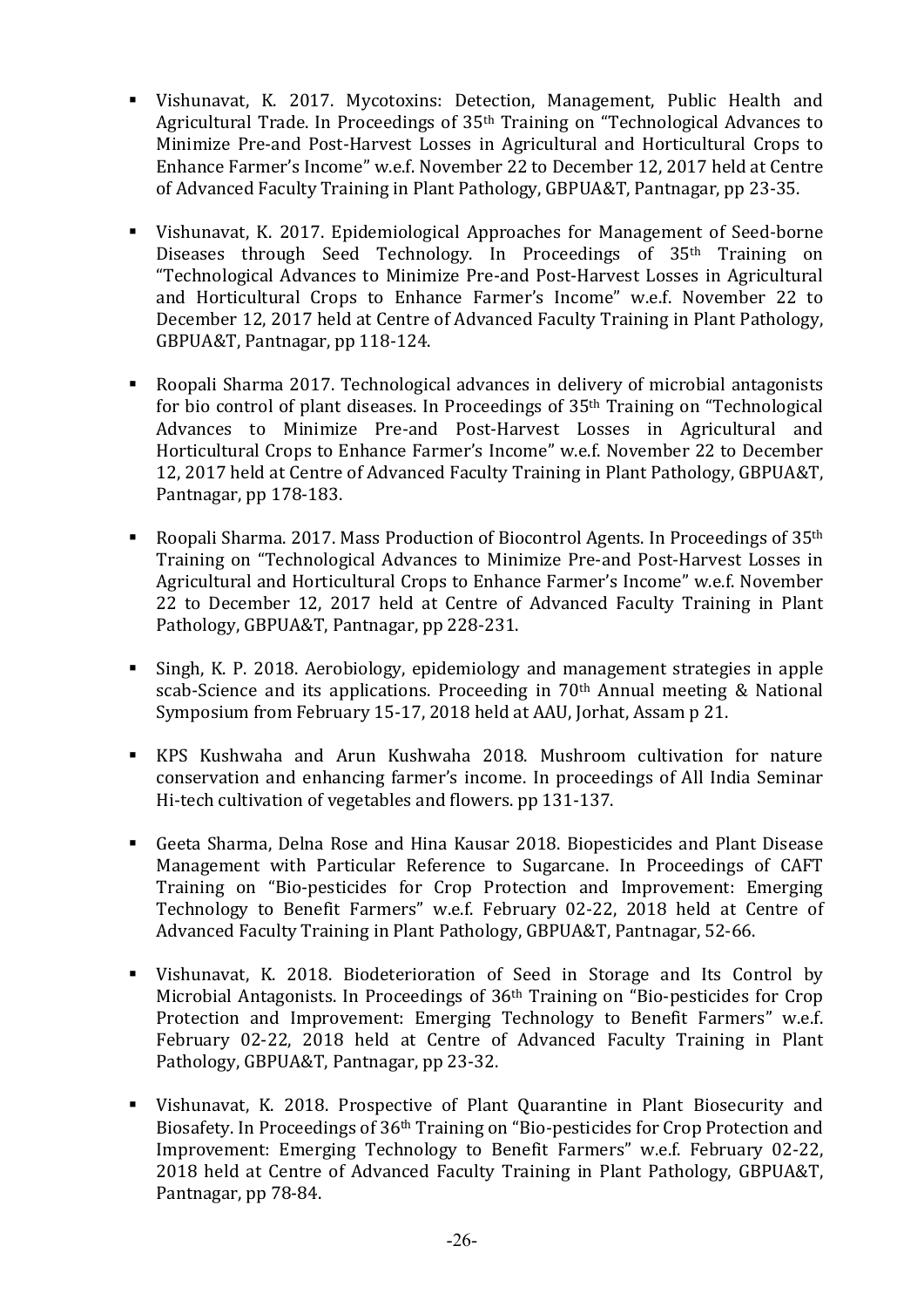- Vishunavat, K. 2017. Mycotoxins: Detection, Management, Public Health and Agricultural Trade. In Proceedings of 35$^{th}$ Training on "Technological Advances to Minimize Pre-and Post-Harvest Losses in Agricultural and Horticultural Crops to Enhance Farmer's Income" w.e.f. November 22 to December 12, 2017 held at Centre of Advanced Faculty Training in Plant Pathology, GBPUA&T, Pantnagar, pp 23-35.

- Vishunavat, K. 2017. Epidemiological Approaches for Management of Seed-borne Diseases through Seed Technology. In Proceedings of 35$^{th}$ Training on "Technological Advances to Minimize Pre-and Post-Harvest Losses in Agricultural and Horticultural Crops to Enhance Farmer's Income" w.e.f. November 22 to December 12, 2017 held at Centre of Advanced Faculty Training in Plant Pathology, GBPUA&T, Pantnagar, pp 118-124.

- Roopali Sharma 2017. Technological advances in delivery of microbial antagonists for bio control of plant diseases. In Proceedings of 35$^{th}$ Training on "Technological Advances to Minimize Pre-and Post-Harvest Losses in Agricultural and Horticultural Crops to Enhance Farmer's Income" w.e.f. November 22 to December 12, 2017 held at Centre of Advanced Faculty Training in Plant Pathology, GBPUA&T, Pantnagar, pp 178-183.

- Roopali Sharma. 2017. Mass Production of Biocontrol Agents. In Proceedings of 35$^{th}$ Training on "Technological Advances to Minimize Pre-and Post-Harvest Losses in Agricultural and Horticultural Crops to Enhance Farmer's Income" w.e.f. November 22 to December 12, 2017 held at Centre of Advanced Faculty Training in Plant Pathology, GBPUA&T, Pantnagar, pp 228-231.

- Singh, K. P. 2018. Aerobiology, epidemiology and management strategies in apple scab-Science and its applications. Proceeding in 70$^{th}$ Annual meeting & National Symposium from February 15-17, 2018 held at AAU, Jorhat, Assam p 21.

- KPS Kushwaha and Arun Kushwaha 2018. Mushroom cultivation for nature conservation and enhancing farmer's income. In proceedings of All India Seminar Hi-tech cultivation of vegetables and flowers. pp 131-137.

- Geeta Sharma, Delna Rose and Hina Kausar 2018. Biopesticides and Plant Disease Management with Particular Reference to Sugarcane. In Proceedings of CAFT Training on "Bio-pesticides for Crop Protection and Improvement: Emerging Technology to Benefit Farmers" w.e.f. February 02-22, 2018 held at Centre of Advanced Faculty Training in Plant Pathology, GBPUA&T, Pantnagar, 52-66.

- Vishunavat, K. 2018. Biodeterioration of Seed in Storage and Its Control by Microbial Antagonists. In Proceedings of 36$^{th}$ Training on "Bio-pesticides for Crop Protection and Improvement: Emerging Technology to Benefit Farmers" w.e.f. February 02-22, 2018 held at Centre of Advanced Faculty Training in Plant Pathology, GBPUA&T, Pantnagar, pp 23-32.

- Vishunavat, K. 2018. Prospective of Plant Quarantine in Plant Biosecurity and Biosafety. In Proceedings of 36$^{th}$ Training on "Bio-pesticides for Crop Protection and Improvement: Emerging Technology to Benefit Farmers" w.e.f. February 02-22, 2018 held at Centre of Advanced Faculty Training in Plant Pathology, GBPUA&T, Pantnagar, pp 78-84.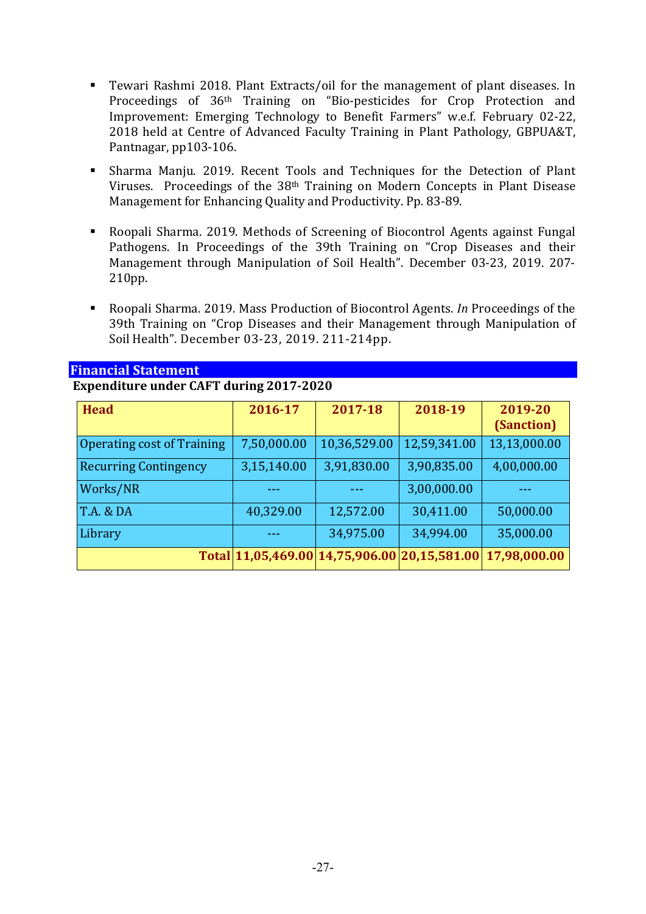- Tewari Rashmi 2018. Plant Extracts/oil for the management of plant diseases. In Proceedings of 36th Training on "Bio-pesticides for Crop Protection and Improvement: Emerging Technology to Benefit Farmers" w.e.f. February 02-22, 2018 held at Centre of Advanced Faculty Training in Plant Pathology, GBPUA&T, Pantnagar, pp103-106.

- Sharma Manju. 2019. Recent Tools and Techniques for the Detection of Plant Viruses. Proceedings of the 38th Training on Modern Concepts in Plant Disease Management for Enhancing Quality and Productivity. Pp. 83-89.

- Roopali Sharma. 2019. Methods of Screening of Biocontrol Agents against Fungal Pathogens. In Proceedings of the 39th Training on "Crop Diseases and their Management through Manipulation of Soil Health". December 03-23, 2019. 207-210pp.

- Roopali Sharma. 2019. Mass Production of Biocontrol Agents. *In* Proceedings of the 39th Training on "Crop Diseases and their Management through Manipulation of Soil Health". December 03-23, 2019. 211-214pp.

## Financial Statement

**Expenditure under CAFT during 2017-2020**

| Head | 2016-17 | 2017-18 | 2018-19 | 2019-20 (Sanction) |
|---|---|---|---|---|
| Operating cost of Training | 7,50,000.00 | 10,36,529.00 | 12,59,341.00 | 13,13,000.00 |
| Recurring Contingency | 3,15,140.00 | 3,91,830.00 | 3,90,835.00 | 4,00,000.00 |
| Works/NR | --- | --- | 3,00,000.00 | --- |
| T.A. & DA | 40,329.00 | 12,572.00 | 30,411.00 | 50,000.00 |
| Library | --- | 34,975.00 | 34,994.00 | 35,000.00 |
| **Total** | **11,05,469.00** | **14,75,906.00** | **20,15,581.00** | **17,98,000.00** |